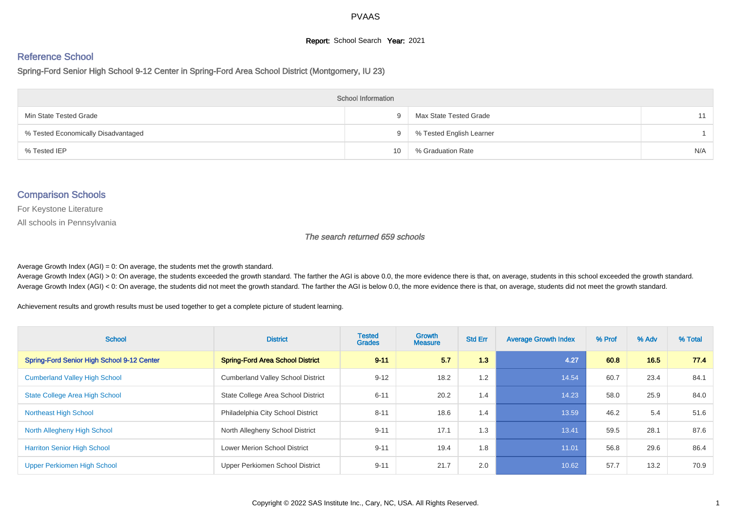PVAAS

**Report:** School Search **Year:** 2021

## Reference School

### Spring-Ford Senior High School 9-12 Center in Spring-Ford Area School District (Montgomery, IU 23)

| School Information | | | |
|---|---|---|---|
| Min State Tested Grade | 9 | Max State Tested Grade | 11 |
| % Tested Economically Disadvantaged | 9 | % Tested English Learner | 1 |
| % Tested IEP | 10 | % Graduation Rate | N/A |

## Comparison Schools

For Keystone Literature

All schools in Pennsylvania

*The search returned 659 schools*

Average Growth Index (AGI) = 0: On average, the students met the growth standard.
Average Growth Index (AGI) > 0: On average, the students exceeded the growth standard. The farther the AGI is above 0.0, the more evidence there is that, on average, students in this school exceeded the growth standard.
Average Growth Index (AGI) < 0: On average, the students did not meet the growth standard. The farther the AGI is below 0.0, the more evidence there is that, on average, students did not meet the growth standard.

Achievement results and growth results must be used together to get a complete picture of student learning.

| School | District | Tested Grades | Growth Measure | Std Err | Average Growth Index | % Prof | % Adv | % Total |
|---|---|---|---|---|---|---|---|---|
| **Spring-Ford Senior High School 9-12 Center** | **Spring-Ford Area School District** | **9-11** | **5.7** | **1.3** | **4.27** | **60.8** | **16.5** | **77.4** |
| Cumberland Valley High School | Cumberland Valley School District | 9-12 | 18.2 | 1.2 | 14.54 | 60.7 | 23.4 | 84.1 |
| State College Area High School | State College Area School District | 6-11 | 20.2 | 1.4 | 14.23 | 58.0 | 25.9 | 84.0 |
| Northeast High School | Philadelphia City School District | 8-11 | 18.6 | 1.4 | 13.59 | 46.2 | 5.4 | 51.6 |
| North Allegheny High School | North Allegheny School District | 9-11 | 17.1 | 1.3 | 13.41 | 59.5 | 28.1 | 87.6 |
| Harriton Senior High School | Lower Merion School District | 9-11 | 19.4 | 1.8 | 11.01 | 56.8 | 29.6 | 86.4 |
| Upper Perkiomen High School | Upper Perkiomen School District | 9-11 | 21.7 | 2.0 | 10.62 | 57.7 | 13.2 | 70.9 |

Copyright © 2022 SAS Institute Inc., Cary, NC, USA. All Rights Reserved.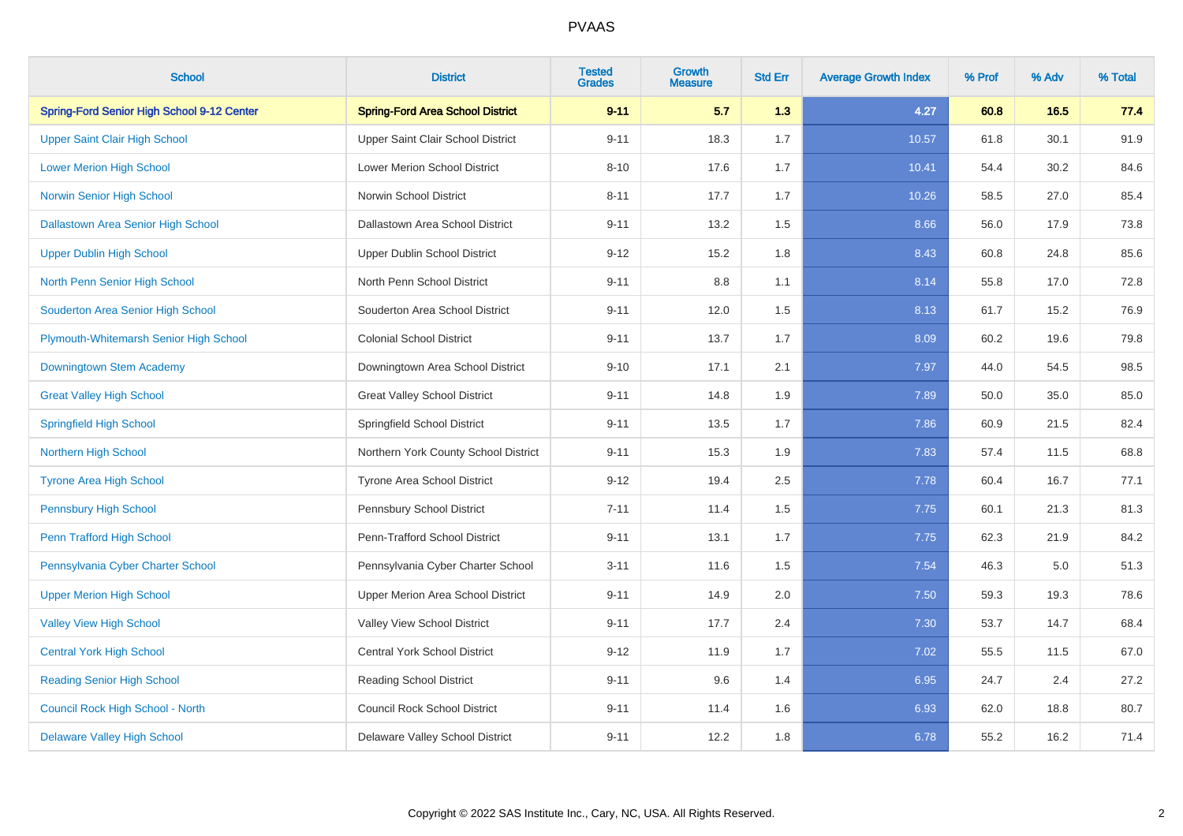# PVAAS

| School | District | Tested Grades | Growth Measure | Std Err | Average Growth Index | % Prof | % Adv | % Total |
|---|---|---|---|---|---|---|---|---|
| **Spring-Ford Senior High School 9-12 Center** | **Spring-Ford Area School District** | **9-11** | **5.7** | **1.3** | **4.27** | **60.8** | **16.5** | **77.4** |
| Upper Saint Clair High School | Upper Saint Clair School District | 9-11 | 18.3 | 1.7 | 10.57 | 61.8 | 30.1 | 91.9 |
| Lower Merion High School | Lower Merion School District | 8-10 | 17.6 | 1.7 | 10.41 | 54.4 | 30.2 | 84.6 |
| Norwin Senior High School | Norwin School District | 8-11 | 17.7 | 1.7 | 10.26 | 58.5 | 27.0 | 85.4 |
| Dallastown Area Senior High School | Dallastown Area School District | 9-11 | 13.2 | 1.5 | 8.66 | 56.0 | 17.9 | 73.8 |
| Upper Dublin High School | Upper Dublin School District | 9-12 | 15.2 | 1.8 | 8.43 | 60.8 | 24.8 | 85.6 |
| North Penn Senior High School | North Penn School District | 9-11 | 8.8 | 1.1 | 8.14 | 55.8 | 17.0 | 72.8 |
| Souderton Area Senior High School | Souderton Area School District | 9-11 | 12.0 | 1.5 | 8.13 | 61.7 | 15.2 | 76.9 |
| Plymouth-Whitemarsh Senior High School | Colonial School District | 9-11 | 13.7 | 1.7 | 8.09 | 60.2 | 19.6 | 79.8 |
| Downingtown Stem Academy | Downingtown Area School District | 9-10 | 17.1 | 2.1 | 7.97 | 44.0 | 54.5 | 98.5 |
| Great Valley High School | Great Valley School District | 9-11 | 14.8 | 1.9 | 7.89 | 50.0 | 35.0 | 85.0 |
| Springfield High School | Springfield School District | 9-11 | 13.5 | 1.7 | 7.86 | 60.9 | 21.5 | 82.4 |
| Northern High School | Northern York County School District | 9-11 | 15.3 | 1.9 | 7.83 | 57.4 | 11.5 | 68.8 |
| Tyrone Area High School | Tyrone Area School District | 9-12 | 19.4 | 2.5 | 7.78 | 60.4 | 16.7 | 77.1 |
| Pennsbury High School | Pennsbury School District | 7-11 | 11.4 | 1.5 | 7.75 | 60.1 | 21.3 | 81.3 |
| Penn Trafford High School | Penn-Trafford School District | 9-11 | 13.1 | 1.7 | 7.75 | 62.3 | 21.9 | 84.2 |
| Pennsylvania Cyber Charter School | Pennsylvania Cyber Charter School | 3-11 | 11.6 | 1.5 | 7.54 | 46.3 | 5.0 | 51.3 |
| Upper Merion High School | Upper Merion Area School District | 9-11 | 14.9 | 2.0 | 7.50 | 59.3 | 19.3 | 78.6 |
| Valley View High School | Valley View School District | 9-11 | 17.7 | 2.4 | 7.30 | 53.7 | 14.7 | 68.4 |
| Central York High School | Central York School District | 9-12 | 11.9 | 1.7 | 7.02 | 55.5 | 11.5 | 67.0 |
| Reading Senior High School | Reading School District | 9-11 | 9.6 | 1.4 | 6.95 | 24.7 | 2.4 | 27.2 |
| Council Rock High School - North | Council Rock School District | 9-11 | 11.4 | 1.6 | 6.93 | 62.0 | 18.8 | 80.7 |
| Delaware Valley High School | Delaware Valley School District | 9-11 | 12.2 | 1.8 | 6.78 | 55.2 | 16.2 | 71.4 |

Copyright © 2022 SAS Institute Inc., Cary, NC, USA. All Rights Reserved.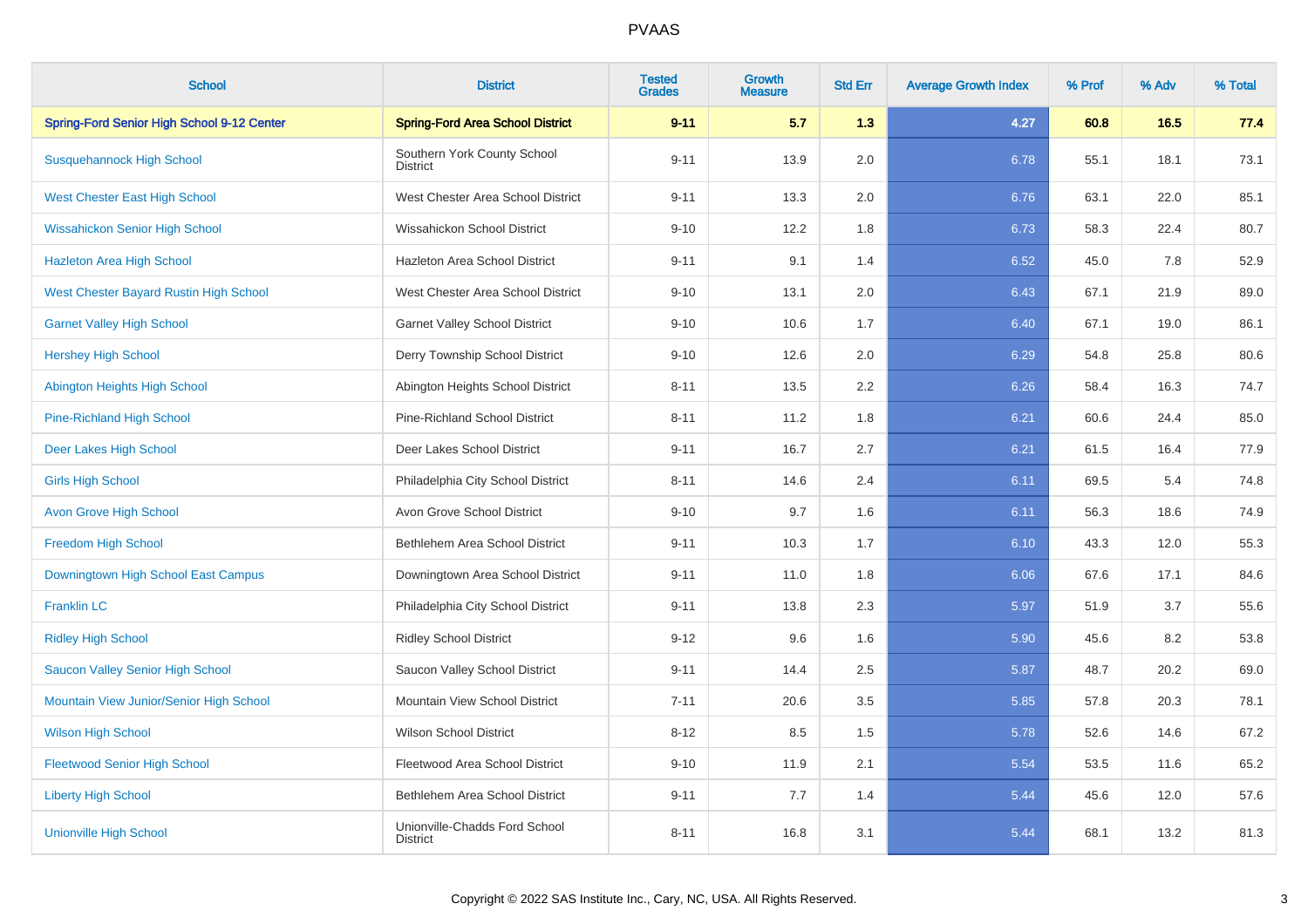| School | District | Tested Grades | Growth Measure | Std Err | Average Growth Index | % Prof | % Adv | % Total |
|---|---|---|---|---|---|---|---|---|
| **Spring-Ford Senior High School 9-12 Center** | **Spring-Ford Area School District** | **9-11** | **5.7** | **1.3** | **4.27** | **60.8** | **16.5** | **77.4** |
| Susquehannock High School | Southern York County School District | 9-11 | 13.9 | 2.0 | 6.78 | 55.1 | 18.1 | 73.1 |
| West Chester East High School | West Chester Area School District | 9-11 | 13.3 | 2.0 | 6.76 | 63.1 | 22.0 | 85.1 |
| Wissahickon Senior High School | Wissahickon School District | 9-10 | 12.2 | 1.8 | 6.73 | 58.3 | 22.4 | 80.7 |
| Hazleton Area High School | Hazleton Area School District | 9-11 | 9.1 | 1.4 | 6.52 | 45.0 | 7.8 | 52.9 |
| West Chester Bayard Rustin High School | West Chester Area School District | 9-10 | 13.1 | 2.0 | 6.43 | 67.1 | 21.9 | 89.0 |
| Garnet Valley High School | Garnet Valley School District | 9-10 | 10.6 | 1.7 | 6.40 | 67.1 | 19.0 | 86.1 |
| Hershey High School | Derry Township School District | 9-10 | 12.6 | 2.0 | 6.29 | 54.8 | 25.8 | 80.6 |
| Abington Heights High School | Abington Heights School District | 8-11 | 13.5 | 2.2 | 6.26 | 58.4 | 16.3 | 74.7 |
| Pine-Richland High School | Pine-Richland School District | 8-11 | 11.2 | 1.8 | 6.21 | 60.6 | 24.4 | 85.0 |
| Deer Lakes High School | Deer Lakes School District | 9-11 | 16.7 | 2.7 | 6.21 | 61.5 | 16.4 | 77.9 |
| Girls High School | Philadelphia City School District | 8-11 | 14.6 | 2.4 | 6.11 | 69.5 | 5.4 | 74.8 |
| Avon Grove High School | Avon Grove School District | 9-10 | 9.7 | 1.6 | 6.11 | 56.3 | 18.6 | 74.9 |
| Freedom High School | Bethlehem Area School District | 9-11 | 10.3 | 1.7 | 6.10 | 43.3 | 12.0 | 55.3 |
| Downingtown High School East Campus | Downingtown Area School District | 9-11 | 11.0 | 1.8 | 6.06 | 67.6 | 17.1 | 84.6 |
| Franklin LC | Philadelphia City School District | 9-11 | 13.8 | 2.3 | 5.97 | 51.9 | 3.7 | 55.6 |
| Ridley High School | Ridley School District | 9-12 | 9.6 | 1.6 | 5.90 | 45.6 | 8.2 | 53.8 |
| Saucon Valley Senior High School | Saucon Valley School District | 9-11 | 14.4 | 2.5 | 5.87 | 48.7 | 20.2 | 69.0 |
| Mountain View Junior/Senior High School | Mountain View School District | 7-11 | 20.6 | 3.5 | 5.85 | 57.8 | 20.3 | 78.1 |
| Wilson High School | Wilson School District | 8-12 | 8.5 | 1.5 | 5.78 | 52.6 | 14.6 | 67.2 |
| Fleetwood Senior High School | Fleetwood Area School District | 9-10 | 11.9 | 2.1 | 5.54 | 53.5 | 11.6 | 65.2 |
| Liberty High School | Bethlehem Area School District | 9-11 | 7.7 | 1.4 | 5.44 | 45.6 | 12.0 | 57.6 |
| Unionville High School | Unionville-Chadds Ford School District | 8-11 | 16.8 | 3.1 | 5.44 | 68.1 | 13.2 | 81.3 |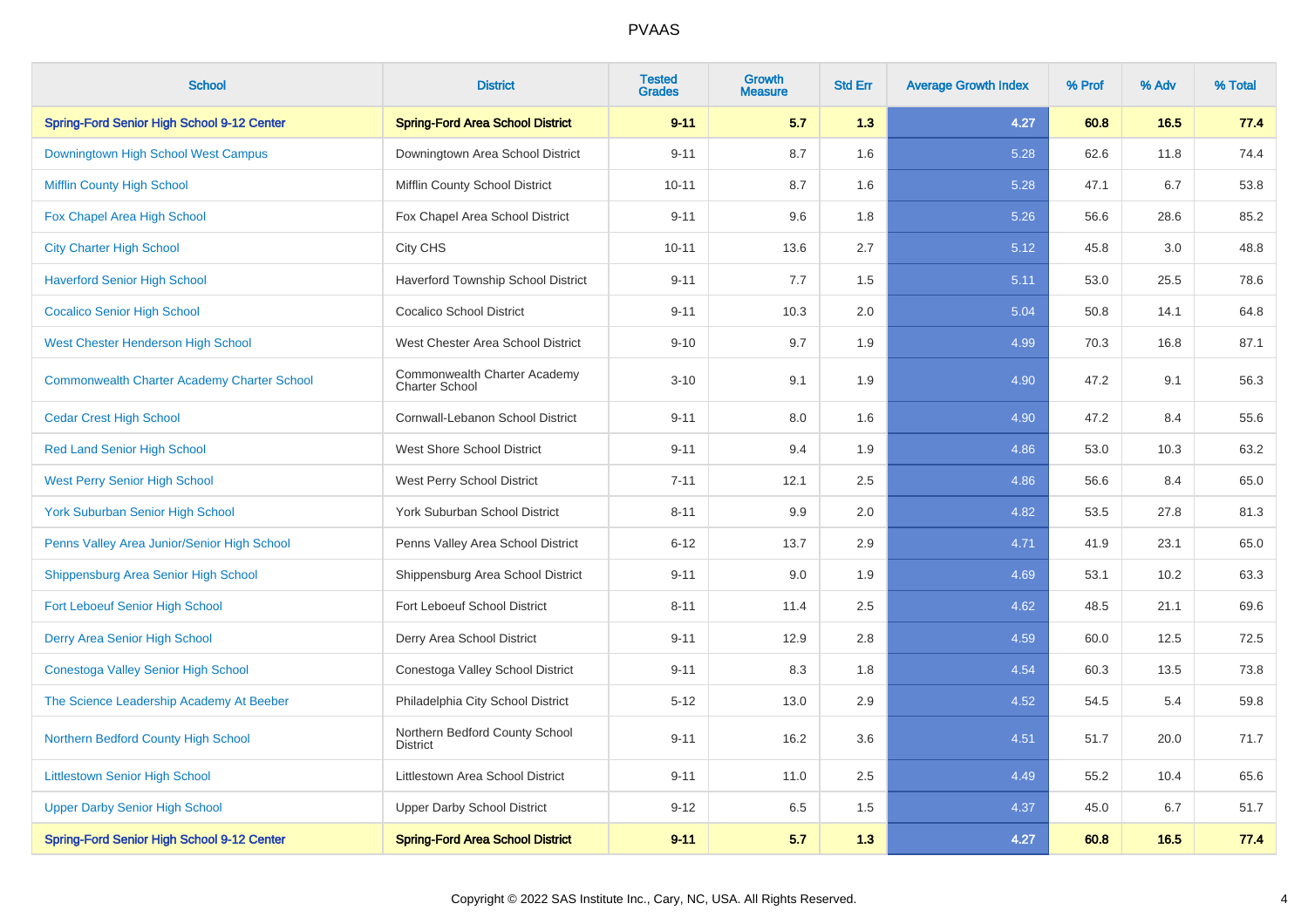| School | District | Tested Grades | Growth Measure | Std Err | Average Growth Index | % Prof | % Adv | % Total |
|---|---|---|---|---|---|---|---|---|
| **Spring-Ford Senior High School 9-12 Center** | **Spring-Ford Area School District** | **9-11** | **5.7** | **1.3** | **4.27** | **60.8** | **16.5** | **77.4** |
| Downingtown High School West Campus | Downingtown Area School District | 9-11 | 8.7 | 1.6 | 5.28 | 62.6 | 11.8 | 74.4 |
| Mifflin County High School | Mifflin County School District | 10-11 | 8.7 | 1.6 | 5.28 | 47.1 | 6.7 | 53.8 |
| Fox Chapel Area High School | Fox Chapel Area School District | 9-11 | 9.6 | 1.8 | 5.26 | 56.6 | 28.6 | 85.2 |
| City Charter High School | City CHS | 10-11 | 13.6 | 2.7 | 5.12 | 45.8 | 3.0 | 48.8 |
| Haverford Senior High School | Haverford Township School District | 9-11 | 7.7 | 1.5 | 5.11 | 53.0 | 25.5 | 78.6 |
| Cocalico Senior High School | Cocalico School District | 9-11 | 10.3 | 2.0 | 5.04 | 50.8 | 14.1 | 64.8 |
| West Chester Henderson High School | West Chester Area School District | 9-10 | 9.7 | 1.9 | 4.99 | 70.3 | 16.8 | 87.1 |
| Commonwealth Charter Academy Charter School | Commonwealth Charter Academy Charter School | 3-10 | 9.1 | 1.9 | 4.90 | 47.2 | 9.1 | 56.3 |
| Cedar Crest High School | Cornwall-Lebanon School District | 9-11 | 8.0 | 1.6 | 4.90 | 47.2 | 8.4 | 55.6 |
| Red Land Senior High School | West Shore School District | 9-11 | 9.4 | 1.9 | 4.86 | 53.0 | 10.3 | 63.2 |
| West Perry Senior High School | West Perry School District | 7-11 | 12.1 | 2.5 | 4.86 | 56.6 | 8.4 | 65.0 |
| York Suburban Senior High School | York Suburban School District | 8-11 | 9.9 | 2.0 | 4.82 | 53.5 | 27.8 | 81.3 |
| Penns Valley Area Junior/Senior High School | Penns Valley Area School District | 6-12 | 13.7 | 2.9 | 4.71 | 41.9 | 23.1 | 65.0 |
| Shippensburg Area Senior High School | Shippensburg Area School District | 9-11 | 9.0 | 1.9 | 4.69 | 53.1 | 10.2 | 63.3 |
| Fort Leboeuf Senior High School | Fort Leboeuf School District | 8-11 | 11.4 | 2.5 | 4.62 | 48.5 | 21.1 | 69.6 |
| Derry Area Senior High School | Derry Area School District | 9-11 | 12.9 | 2.8 | 4.59 | 60.0 | 12.5 | 72.5 |
| Conestoga Valley Senior High School | Conestoga Valley School District | 9-11 | 8.3 | 1.8 | 4.54 | 60.3 | 13.5 | 73.8 |
| The Science Leadership Academy At Beeber | Philadelphia City School District | 5-12 | 13.0 | 2.9 | 4.52 | 54.5 | 5.4 | 59.8 |
| Northern Bedford County High School | Northern Bedford County School District | 9-11 | 16.2 | 3.6 | 4.51 | 51.7 | 20.0 | 71.7 |
| Littlestown Senior High School | Littlestown Area School District | 9-11 | 11.0 | 2.5 | 4.49 | 55.2 | 10.4 | 65.6 |
| Upper Darby Senior High School | Upper Darby School District | 9-12 | 6.5 | 1.5 | 4.37 | 45.0 | 6.7 | 51.7 |
| **Spring-Ford Senior High School 9-12 Center** | **Spring-Ford Area School District** | **9-11** | **5.7** | **1.3** | **4.27** | **60.8** | **16.5** | **77.4** |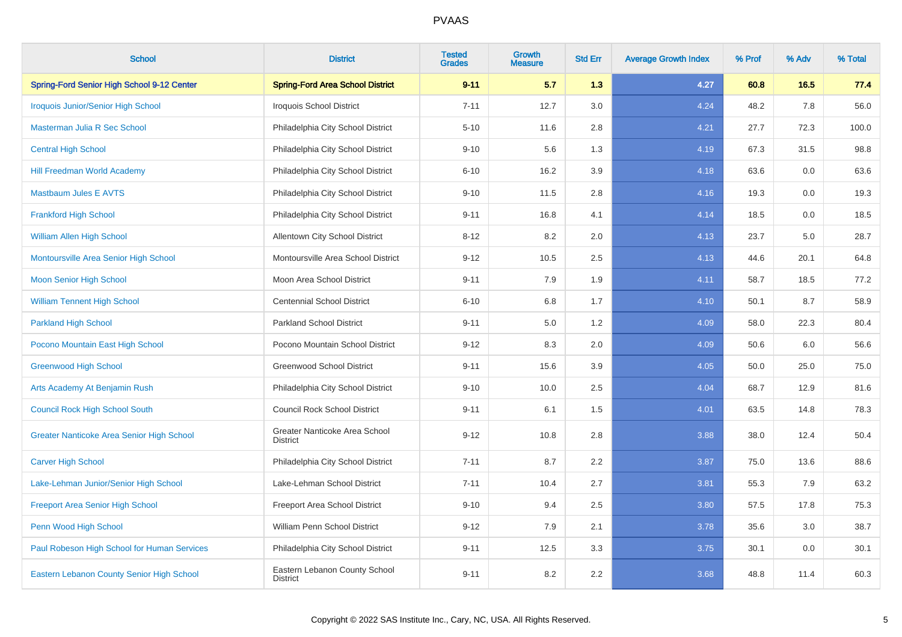# PVAAS

| School | District | Tested Grades | Growth Measure | Std Err | Average Growth Index | % Prof | % Adv | % Total |
|---|---|---|---|---|---|---|---|---|
| **Spring-Ford Senior High School 9-12 Center** | **Spring-Ford Area School District** | **9-11** | **5.7** | **1.3** | **4.27** | **60.8** | **16.5** | **77.4** |
| Iroquois Junior/Senior High School | Iroquois School District | 7-11 | 12.7 | 3.0 | 4.24 | 48.2 | 7.8 | 56.0 |
| Masterman Julia R Sec School | Philadelphia City School District | 5-10 | 11.6 | 2.8 | 4.21 | 27.7 | 72.3 | 100.0 |
| Central High School | Philadelphia City School District | 9-10 | 5.6 | 1.3 | 4.19 | 67.3 | 31.5 | 98.8 |
| Hill Freedman World Academy | Philadelphia City School District | 6-10 | 16.2 | 3.9 | 4.18 | 63.6 | 0.0 | 63.6 |
| Mastbaum Jules E AVTS | Philadelphia City School District | 9-10 | 11.5 | 2.8 | 4.16 | 19.3 | 0.0 | 19.3 |
| Frankford High School | Philadelphia City School District | 9-11 | 16.8 | 4.1 | 4.14 | 18.5 | 0.0 | 18.5 |
| William Allen High School | Allentown City School District | 8-12 | 8.2 | 2.0 | 4.13 | 23.7 | 5.0 | 28.7 |
| Montoursville Area Senior High School | Montoursville Area School District | 9-12 | 10.5 | 2.5 | 4.13 | 44.6 | 20.1 | 64.8 |
| Moon Senior High School | Moon Area School District | 9-11 | 7.9 | 1.9 | 4.11 | 58.7 | 18.5 | 77.2 |
| William Tennent High School | Centennial School District | 6-10 | 6.8 | 1.7 | 4.10 | 50.1 | 8.7 | 58.9 |
| Parkland High School | Parkland School District | 9-11 | 5.0 | 1.2 | 4.09 | 58.0 | 22.3 | 80.4 |
| Pocono Mountain East High School | Pocono Mountain School District | 9-12 | 8.3 | 2.0 | 4.09 | 50.6 | 6.0 | 56.6 |
| Greenwood High School | Greenwood School District | 9-11 | 15.6 | 3.9 | 4.05 | 50.0 | 25.0 | 75.0 |
| Arts Academy At Benjamin Rush | Philadelphia City School District | 9-10 | 10.0 | 2.5 | 4.04 | 68.7 | 12.9 | 81.6 |
| Council Rock High School South | Council Rock School District | 9-11 | 6.1 | 1.5 | 4.01 | 63.5 | 14.8 | 78.3 |
| Greater Nanticoke Area Senior High School | Greater Nanticoke Area School District | 9-12 | 10.8 | 2.8 | 3.88 | 38.0 | 12.4 | 50.4 |
| Carver High School | Philadelphia City School District | 7-11 | 8.7 | 2.2 | 3.87 | 75.0 | 13.6 | 88.6 |
| Lake-Lehman Junior/Senior High School | Lake-Lehman School District | 7-11 | 10.4 | 2.7 | 3.81 | 55.3 | 7.9 | 63.2 |
| Freeport Area Senior High School | Freeport Area School District | 9-10 | 9.4 | 2.5 | 3.80 | 57.5 | 17.8 | 75.3 |
| Penn Wood High School | William Penn School District | 9-12 | 7.9 | 2.1 | 3.78 | 35.6 | 3.0 | 38.7 |
| Paul Robeson High School for Human Services | Philadelphia City School District | 9-11 | 12.5 | 3.3 | 3.75 | 30.1 | 0.0 | 30.1 |
| Eastern Lebanon County Senior High School | Eastern Lebanon County School District | 9-11 | 8.2 | 2.2 | 3.68 | 48.8 | 11.4 | 60.3 |

Copyright © 2022 SAS Institute Inc., Cary, NC, USA. All Rights Reserved.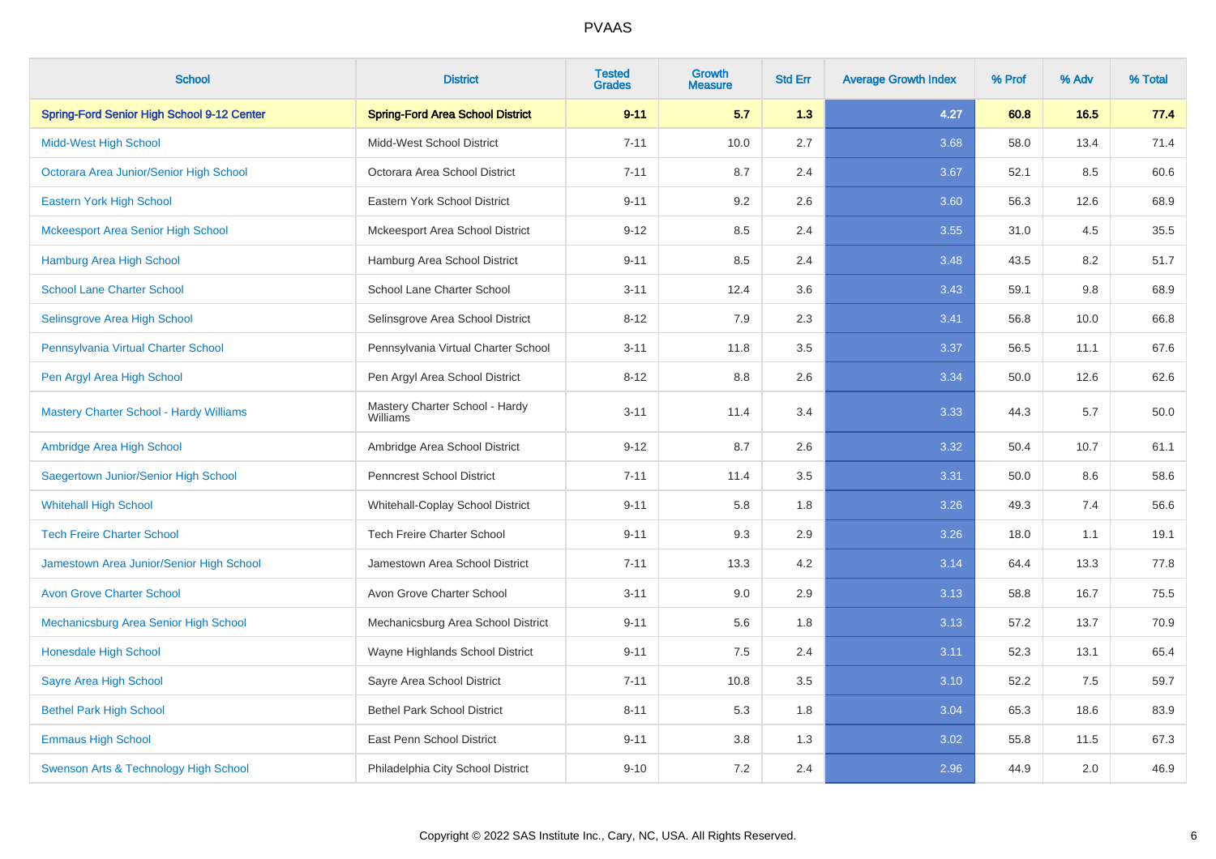| School | District | Tested Grades | Growth Measure | Std Err | Average Growth Index | % Prof | % Adv | % Total |
|---|---|---|---|---|---|---|---|---|
| **Spring-Ford Senior High School 9-12 Center** | **Spring-Ford Area School District** | **9-11** | **5.7** | **1.3** | **4.27** | **60.8** | **16.5** | **77.4** |
| Midd-West High School | Midd-West School District | 7-11 | 10.0 | 2.7 | 3.68 | 58.0 | 13.4 | 71.4 |
| Octorara Area Junior/Senior High School | Octorara Area School District | 7-11 | 8.7 | 2.4 | 3.67 | 52.1 | 8.5 | 60.6 |
| Eastern York High School | Eastern York School District | 9-11 | 9.2 | 2.6 | 3.60 | 56.3 | 12.6 | 68.9 |
| Mckeesport Area Senior High School | Mckeesport Area School District | 9-12 | 8.5 | 2.4 | 3.55 | 31.0 | 4.5 | 35.5 |
| Hamburg Area High School | Hamburg Area School District | 9-11 | 8.5 | 2.4 | 3.48 | 43.5 | 8.2 | 51.7 |
| School Lane Charter School | School Lane Charter School | 3-11 | 12.4 | 3.6 | 3.43 | 59.1 | 9.8 | 68.9 |
| Selinsgrove Area High School | Selinsgrove Area School District | 8-12 | 7.9 | 2.3 | 3.41 | 56.8 | 10.0 | 66.8 |
| Pennsylvania Virtual Charter School | Pennsylvania Virtual Charter School | 3-11 | 11.8 | 3.5 | 3.37 | 56.5 | 11.1 | 67.6 |
| Pen Argyl Area High School | Pen Argyl Area School District | 8-12 | 8.8 | 2.6 | 3.34 | 50.0 | 12.6 | 62.6 |
| Mastery Charter School - Hardy Williams | Mastery Charter School - Hardy Williams | 3-11 | 11.4 | 3.4 | 3.33 | 44.3 | 5.7 | 50.0 |
| Ambridge Area High School | Ambridge Area School District | 9-12 | 8.7 | 2.6 | 3.32 | 50.4 | 10.7 | 61.1 |
| Saegertown Junior/Senior High School | Penncrest School District | 7-11 | 11.4 | 3.5 | 3.31 | 50.0 | 8.6 | 58.6 |
| Whitehall High School | Whitehall-Coplay School District | 9-11 | 5.8 | 1.8 | 3.26 | 49.3 | 7.4 | 56.6 |
| Tech Freire Charter School | Tech Freire Charter School | 9-11 | 9.3 | 2.9 | 3.26 | 18.0 | 1.1 | 19.1 |
| Jamestown Area Junior/Senior High School | Jamestown Area School District | 7-11 | 13.3 | 4.2 | 3.14 | 64.4 | 13.3 | 77.8 |
| Avon Grove Charter School | Avon Grove Charter School | 3-11 | 9.0 | 2.9 | 3.13 | 58.8 | 16.7 | 75.5 |
| Mechanicsburg Area Senior High School | Mechanicsburg Area School District | 9-11 | 5.6 | 1.8 | 3.13 | 57.2 | 13.7 | 70.9 |
| Honesdale High School | Wayne Highlands School District | 9-11 | 7.5 | 2.4 | 3.11 | 52.3 | 13.1 | 65.4 |
| Sayre Area High School | Sayre Area School District | 7-11 | 10.8 | 3.5 | 3.10 | 52.2 | 7.5 | 59.7 |
| Bethel Park High School | Bethel Park School District | 8-11 | 5.3 | 1.8 | 3.04 | 65.3 | 18.6 | 83.9 |
| Emmaus High School | East Penn School District | 9-11 | 3.8 | 1.3 | 3.02 | 55.8 | 11.5 | 67.3 |
| Swenson Arts & Technology High School | Philadelphia City School District | 9-10 | 7.2 | 2.4 | 2.96 | 44.9 | 2.0 | 46.9 |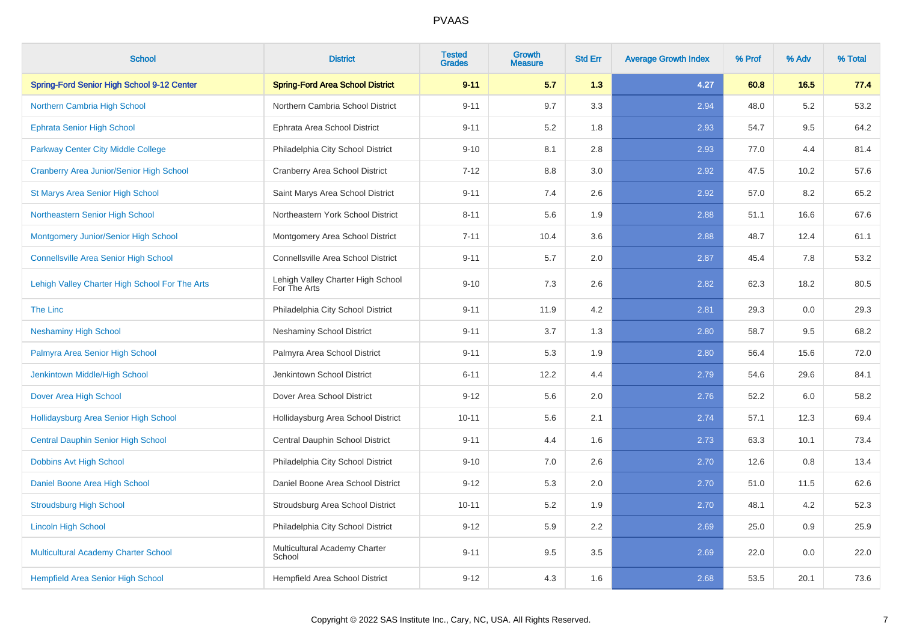PVAAS

| School | District | Tested Grades | Growth Measure | Std Err | Average Growth Index | % Prof | % Adv | % Total |
|---|---|---|---|---|---|---|---|---|
| **Spring-Ford Senior High School 9-12 Center** | **Spring-Ford Area School District** | **9-11** | **5.7** | **1.3** | **4.27** | **60.8** | **16.5** | **77.4** |
| Northern Cambria High School | Northern Cambria School District | 9-11 | 9.7 | 3.3 | 2.94 | 48.0 | 5.2 | 53.2 |
| Ephrata Senior High School | Ephrata Area School District | 9-11 | 5.2 | 1.8 | 2.93 | 54.7 | 9.5 | 64.2 |
| Parkway Center City Middle College | Philadelphia City School District | 9-10 | 8.1 | 2.8 | 2.93 | 77.0 | 4.4 | 81.4 |
| Cranberry Area Junior/Senior High School | Cranberry Area School District | 7-12 | 8.8 | 3.0 | 2.92 | 47.5 | 10.2 | 57.6 |
| St Marys Area Senior High School | Saint Marys Area School District | 9-11 | 7.4 | 2.6 | 2.92 | 57.0 | 8.2 | 65.2 |
| Northeastern Senior High School | Northeastern York School District | 8-11 | 5.6 | 1.9 | 2.88 | 51.1 | 16.6 | 67.6 |
| Montgomery Junior/Senior High School | Montgomery Area School District | 7-11 | 10.4 | 3.6 | 2.88 | 48.7 | 12.4 | 61.1 |
| Connellsville Area Senior High School | Connellsville Area School District | 9-11 | 5.7 | 2.0 | 2.87 | 45.4 | 7.8 | 53.2 |
| Lehigh Valley Charter High School For The Arts | Lehigh Valley Charter High School For The Arts | 9-10 | 7.3 | 2.6 | 2.82 | 62.3 | 18.2 | 80.5 |
| The Linc | Philadelphia City School District | 9-11 | 11.9 | 4.2 | 2.81 | 29.3 | 0.0 | 29.3 |
| Neshaminy High School | Neshaminy School District | 9-11 | 3.7 | 1.3 | 2.80 | 58.7 | 9.5 | 68.2 |
| Palmyra Area Senior High School | Palmyra Area School District | 9-11 | 5.3 | 1.9 | 2.80 | 56.4 | 15.6 | 72.0 |
| Jenkintown Middle/High School | Jenkintown School District | 6-11 | 12.2 | 4.4 | 2.79 | 54.6 | 29.6 | 84.1 |
| Dover Area High School | Dover Area School District | 9-12 | 5.6 | 2.0 | 2.76 | 52.2 | 6.0 | 58.2 |
| Hollidaysburg Area Senior High School | Hollidaysburg Area School District | 10-11 | 5.6 | 2.1 | 2.74 | 57.1 | 12.3 | 69.4 |
| Central Dauphin Senior High School | Central Dauphin School District | 9-11 | 4.4 | 1.6 | 2.73 | 63.3 | 10.1 | 73.4 |
| Dobbins Avt High School | Philadelphia City School District | 9-10 | 7.0 | 2.6 | 2.70 | 12.6 | 0.8 | 13.4 |
| Daniel Boone Area High School | Daniel Boone Area School District | 9-12 | 5.3 | 2.0 | 2.70 | 51.0 | 11.5 | 62.6 |
| Stroudsburg High School | Stroudsburg Area School District | 10-11 | 5.2 | 1.9 | 2.70 | 48.1 | 4.2 | 52.3 |
| Lincoln High School | Philadelphia City School District | 9-12 | 5.9 | 2.2 | 2.69 | 25.0 | 0.9 | 25.9 |
| Multicultural Academy Charter School | Multicultural Academy Charter School | 9-11 | 9.5 | 3.5 | 2.69 | 22.0 | 0.0 | 22.0 |
| Hempfield Area Senior High School | Hempfield Area School District | 9-12 | 4.3 | 1.6 | 2.68 | 53.5 | 20.1 | 73.6 |

Copyright © 2022 SAS Institute Inc., Cary, NC, USA. All Rights Reserved.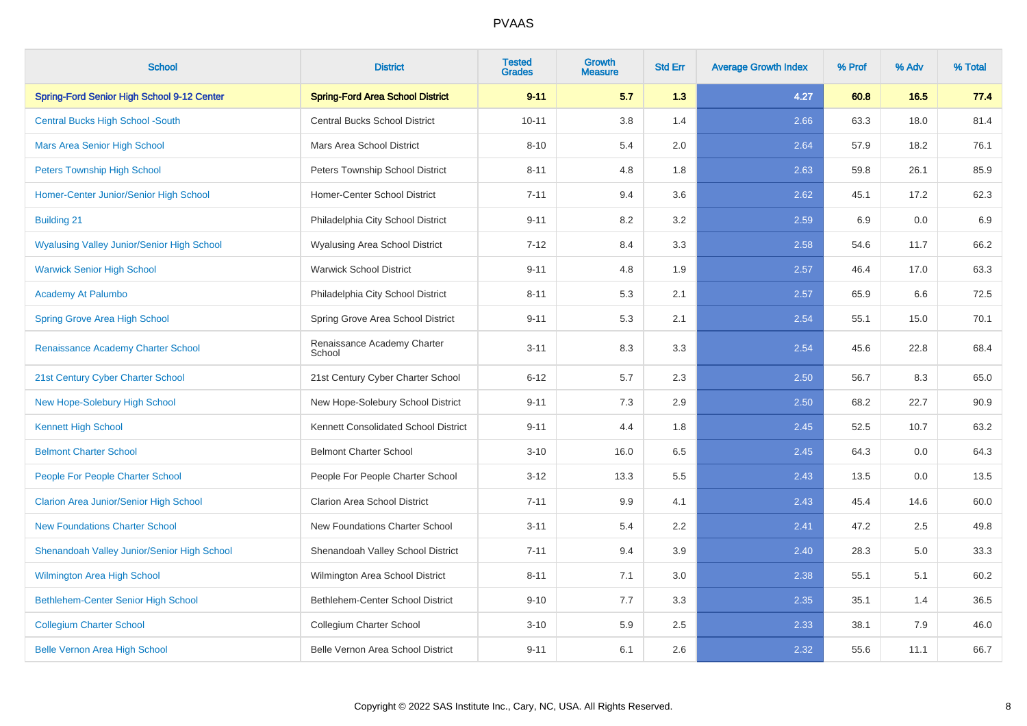# PVAAS

| School | District | Tested Grades | Growth Measure | Std Err | Average Growth Index | % Prof | % Adv | % Total |
|---|---|---|---|---|---|---|---|---|
| **Spring-Ford Senior High School 9-12 Center** | **Spring-Ford Area School District** | **9-11** | **5.7** | **1.3** | **4.27** | **60.8** | **16.5** | **77.4** |
| Central Bucks High School -South | Central Bucks School District | 10-11 | 3.8 | 1.4 | 2.66 | 63.3 | 18.0 | 81.4 |
| Mars Area Senior High School | Mars Area School District | 8-10 | 5.4 | 2.0 | 2.64 | 57.9 | 18.2 | 76.1 |
| Peters Township High School | Peters Township School District | 8-11 | 4.8 | 1.8 | 2.63 | 59.8 | 26.1 | 85.9 |
| Homer-Center Junior/Senior High School | Homer-Center School District | 7-11 | 9.4 | 3.6 | 2.62 | 45.1 | 17.2 | 62.3 |
| Building 21 | Philadelphia City School District | 9-11 | 8.2 | 3.2 | 2.59 | 6.9 | 0.0 | 6.9 |
| Wyalusing Valley Junior/Senior High School | Wyalusing Area School District | 7-12 | 8.4 | 3.3 | 2.58 | 54.6 | 11.7 | 66.2 |
| Warwick Senior High School | Warwick School District | 9-11 | 4.8 | 1.9 | 2.57 | 46.4 | 17.0 | 63.3 |
| Academy At Palumbo | Philadelphia City School District | 8-11 | 5.3 | 2.1 | 2.57 | 65.9 | 6.6 | 72.5 |
| Spring Grove Area High School | Spring Grove Area School District | 9-11 | 5.3 | 2.1 | 2.54 | 55.1 | 15.0 | 70.1 |
| Renaissance Academy Charter School | Renaissance Academy Charter School | 3-11 | 8.3 | 3.3 | 2.54 | 45.6 | 22.8 | 68.4 |
| 21st Century Cyber Charter School | 21st Century Cyber Charter School | 6-12 | 5.7 | 2.3 | 2.50 | 56.7 | 8.3 | 65.0 |
| New Hope-Solebury High School | New Hope-Solebury School District | 9-11 | 7.3 | 2.9 | 2.50 | 68.2 | 22.7 | 90.9 |
| Kennett High School | Kennett Consolidated School District | 9-11 | 4.4 | 1.8 | 2.45 | 52.5 | 10.7 | 63.2 |
| Belmont Charter School | Belmont Charter School | 3-10 | 16.0 | 6.5 | 2.45 | 64.3 | 0.0 | 64.3 |
| People For People Charter School | People For People Charter School | 3-12 | 13.3 | 5.5 | 2.43 | 13.5 | 0.0 | 13.5 |
| Clarion Area Junior/Senior High School | Clarion Area School District | 7-11 | 9.9 | 4.1 | 2.43 | 45.4 | 14.6 | 60.0 |
| New Foundations Charter School | New Foundations Charter School | 3-11 | 5.4 | 2.2 | 2.41 | 47.2 | 2.5 | 49.8 |
| Shenandoah Valley Junior/Senior High School | Shenandoah Valley School District | 7-11 | 9.4 | 3.9 | 2.40 | 28.3 | 5.0 | 33.3 |
| Wilmington Area High School | Wilmington Area School District | 8-11 | 7.1 | 3.0 | 2.38 | 55.1 | 5.1 | 60.2 |
| Bethlehem-Center Senior High School | Bethlehem-Center School District | 9-10 | 7.7 | 3.3 | 2.35 | 35.1 | 1.4 | 36.5 |
| Collegium Charter School | Collegium Charter School | 3-10 | 5.9 | 2.5 | 2.33 | 38.1 | 7.9 | 46.0 |
| Belle Vernon Area High School | Belle Vernon Area School District | 9-11 | 6.1 | 2.6 | 2.32 | 55.6 | 11.1 | 66.7 |

Copyright © 2022 SAS Institute Inc., Cary, NC, USA. All Rights Reserved.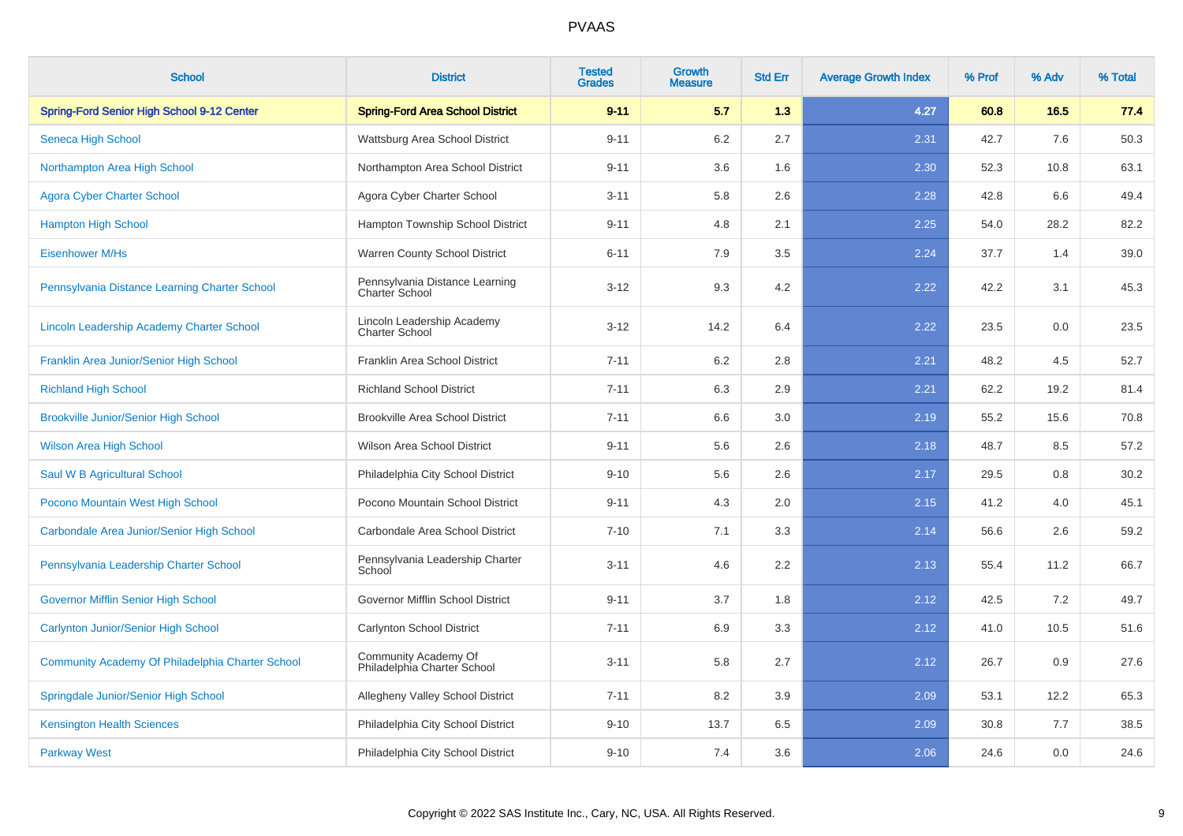# PVAAS

| School | District | Tested Grades | Growth Measure | Std Err | Average Growth Index | % Prof | % Adv | % Total |
|---|---|---|---|---|---|---|---|---|
| **Spring-Ford Senior High School 9-12 Center** | **Spring-Ford Area School District** | **9-11** | **5.7** | **1.3** | **4.27** | **60.8** | **16.5** | **77.4** |
| Seneca High School | Wattsburg Area School District | 9-11 | 6.2 | 2.7 | 2.31 | 42.7 | 7.6 | 50.3 |
| Northampton Area High School | Northampton Area School District | 9-11 | 3.6 | 1.6 | 2.30 | 52.3 | 10.8 | 63.1 |
| Agora Cyber Charter School | Agora Cyber Charter School | 3-11 | 5.8 | 2.6 | 2.28 | 42.8 | 6.6 | 49.4 |
| Hampton High School | Hampton Township School District | 9-11 | 4.8 | 2.1 | 2.25 | 54.0 | 28.2 | 82.2 |
| Eisenhower M/Hs | Warren County School District | 6-11 | 7.9 | 3.5 | 2.24 | 37.7 | 1.4 | 39.0 |
| Pennsylvania Distance Learning Charter School | Pennsylvania Distance Learning Charter School | 3-12 | 9.3 | 4.2 | 2.22 | 42.2 | 3.1 | 45.3 |
| Lincoln Leadership Academy Charter School | Lincoln Leadership Academy Charter School | 3-12 | 14.2 | 6.4 | 2.22 | 23.5 | 0.0 | 23.5 |
| Franklin Area Junior/Senior High School | Franklin Area School District | 7-11 | 6.2 | 2.8 | 2.21 | 48.2 | 4.5 | 52.7 |
| Richland High School | Richland School District | 7-11 | 6.3 | 2.9 | 2.21 | 62.2 | 19.2 | 81.4 |
| Brookville Junior/Senior High School | Brookville Area School District | 7-11 | 6.6 | 3.0 | 2.19 | 55.2 | 15.6 | 70.8 |
| Wilson Area High School | Wilson Area School District | 9-11 | 5.6 | 2.6 | 2.18 | 48.7 | 8.5 | 57.2 |
| Saul W B Agricultural School | Philadelphia City School District | 9-10 | 5.6 | 2.6 | 2.17 | 29.5 | 0.8 | 30.2 |
| Pocono Mountain West High School | Pocono Mountain School District | 9-11 | 4.3 | 2.0 | 2.15 | 41.2 | 4.0 | 45.1 |
| Carbondale Area Junior/Senior High School | Carbondale Area School District | 7-10 | 7.1 | 3.3 | 2.14 | 56.6 | 2.6 | 59.2 |
| Pennsylvania Leadership Charter School | Pennsylvania Leadership Charter School | 3-11 | 4.6 | 2.2 | 2.13 | 55.4 | 11.2 | 66.7 |
| Governor Mifflin Senior High School | Governor Mifflin School District | 9-11 | 3.7 | 1.8 | 2.12 | 42.5 | 7.2 | 49.7 |
| Carlynton Junior/Senior High School | Carlynton School District | 7-11 | 6.9 | 3.3 | 2.12 | 41.0 | 10.5 | 51.6 |
| Community Academy Of Philadelphia Charter School | Community Academy Of Philadelphia Charter School | 3-11 | 5.8 | 2.7 | 2.12 | 26.7 | 0.9 | 27.6 |
| Springdale Junior/Senior High School | Allegheny Valley School District | 7-11 | 8.2 | 3.9 | 2.09 | 53.1 | 12.2 | 65.3 |
| Kensington Health Sciences | Philadelphia City School District | 9-10 | 13.7 | 6.5 | 2.09 | 30.8 | 7.7 | 38.5 |
| Parkway West | Philadelphia City School District | 9-10 | 7.4 | 3.6 | 2.06 | 24.6 | 0.0 | 24.6 |

Copyright © 2022 SAS Institute Inc., Cary, NC, USA. All Rights Reserved.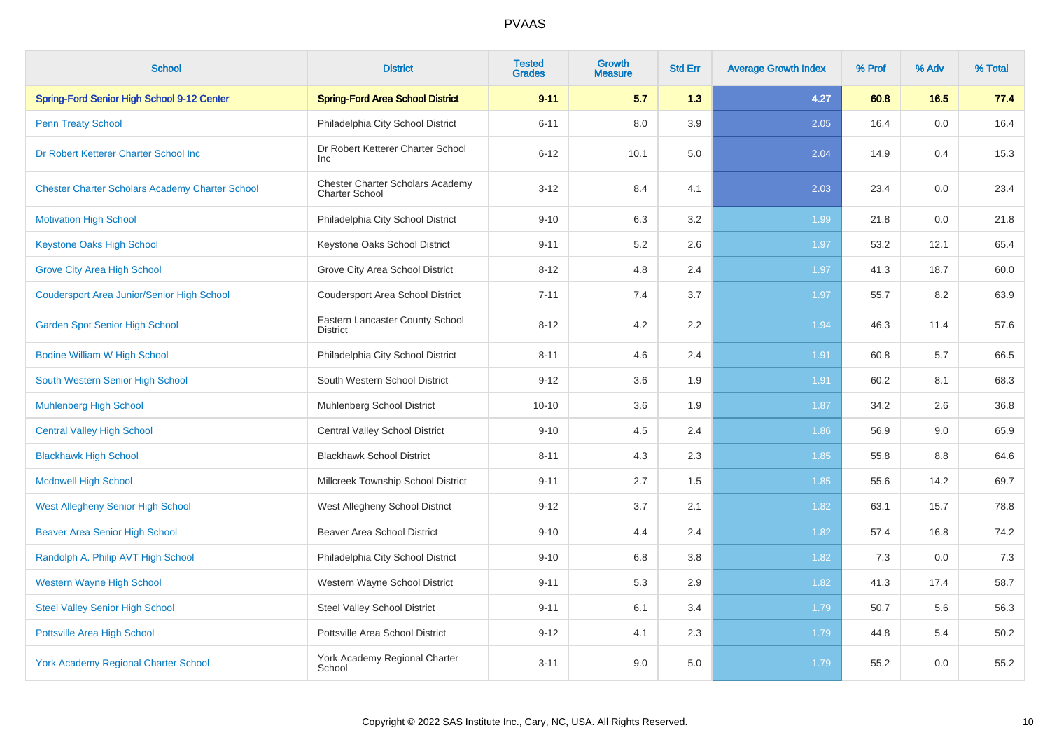# PVAAS

| School | District | Tested Grades | Growth Measure | Std Err | Average Growth Index | % Prof | % Adv | % Total |
|---|---|---|---|---|---|---|---|---|
| **Spring-Ford Senior High School 9-12 Center** | **Spring-Ford Area School District** | **9-11** | **5.7** | **1.3** | **4.27** | **60.8** | **16.5** | **77.4** |
| Penn Treaty School | Philadelphia City School District | 6-11 | 8.0 | 3.9 | 2.05 | 16.4 | 0.0 | 16.4 |
| Dr Robert Ketterer Charter School Inc | Dr Robert Ketterer Charter School Inc | 6-12 | 10.1 | 5.0 | 2.04 | 14.9 | 0.4 | 15.3 |
| Chester Charter Scholars Academy Charter School | Chester Charter Scholars Academy Charter School | 3-12 | 8.4 | 4.1 | 2.03 | 23.4 | 0.0 | 23.4 |
| Motivation High School | Philadelphia City School District | 9-10 | 6.3 | 3.2 | 1.99 | 21.8 | 0.0 | 21.8 |
| Keystone Oaks High School | Keystone Oaks School District | 9-11 | 5.2 | 2.6 | 1.97 | 53.2 | 12.1 | 65.4 |
| Grove City Area High School | Grove City Area School District | 8-12 | 4.8 | 2.4 | 1.97 | 41.3 | 18.7 | 60.0 |
| Coudersport Area Junior/Senior High School | Coudersport Area School District | 7-11 | 7.4 | 3.7 | 1.97 | 55.7 | 8.2 | 63.9 |
| Garden Spot Senior High School | Eastern Lancaster County School District | 8-12 | 4.2 | 2.2 | 1.94 | 46.3 | 11.4 | 57.6 |
| Bodine William W High School | Philadelphia City School District | 8-11 | 4.6 | 2.4 | 1.91 | 60.8 | 5.7 | 66.5 |
| South Western Senior High School | South Western School District | 9-12 | 3.6 | 1.9 | 1.91 | 60.2 | 8.1 | 68.3 |
| Muhlenberg High School | Muhlenberg School District | 10-10 | 3.6 | 1.9 | 1.87 | 34.2 | 2.6 | 36.8 |
| Central Valley High School | Central Valley School District | 9-10 | 4.5 | 2.4 | 1.86 | 56.9 | 9.0 | 65.9 |
| Blackhawk High School | Blackhawk School District | 8-11 | 4.3 | 2.3 | 1.85 | 55.8 | 8.8 | 64.6 |
| Mcdowell High School | Millcreek Township School District | 9-11 | 2.7 | 1.5 | 1.85 | 55.6 | 14.2 | 69.7 |
| West Allegheny Senior High School | West Allegheny School District | 9-12 | 3.7 | 2.1 | 1.82 | 63.1 | 15.7 | 78.8 |
| Beaver Area Senior High School | Beaver Area School District | 9-10 | 4.4 | 2.4 | 1.82 | 57.4 | 16.8 | 74.2 |
| Randolph A. Philip AVT High School | Philadelphia City School District | 9-10 | 6.8 | 3.8 | 1.82 | 7.3 | 0.0 | 7.3 |
| Western Wayne High School | Western Wayne School District | 9-11 | 5.3 | 2.9 | 1.82 | 41.3 | 17.4 | 58.7 |
| Steel Valley Senior High School | Steel Valley School District | 9-11 | 6.1 | 3.4 | 1.79 | 50.7 | 5.6 | 56.3 |
| Pottsville Area High School | Pottsville Area School District | 9-12 | 4.1 | 2.3 | 1.79 | 44.8 | 5.4 | 50.2 |
| York Academy Regional Charter School | York Academy Regional Charter School | 3-11 | 9.0 | 5.0 | 1.79 | 55.2 | 0.0 | 55.2 |

Copyright © 2022 SAS Institute Inc., Cary, NC, USA. All Rights Reserved.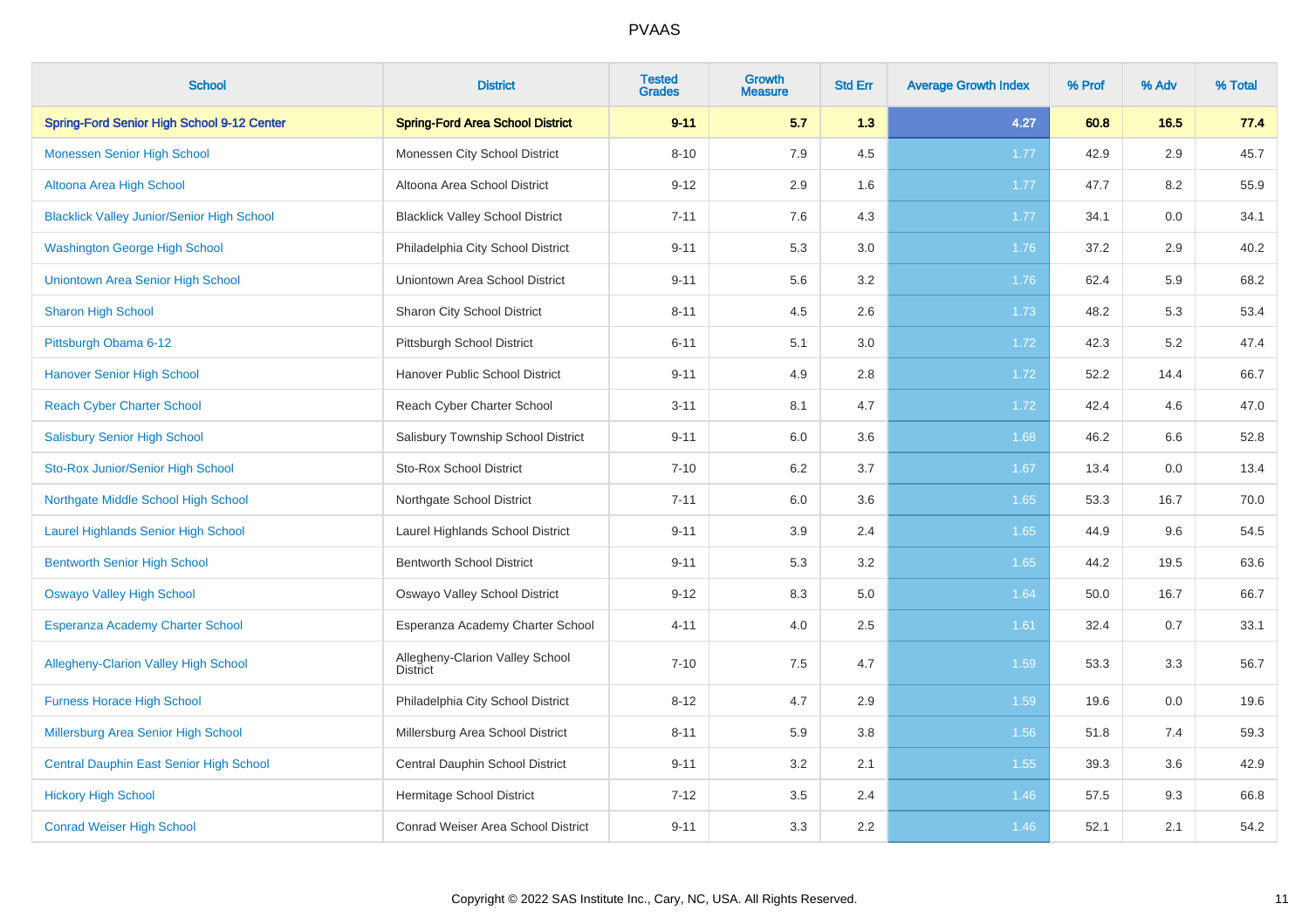# PVAAS

| School | District | Tested Grades | Growth Measure | Std Err | Average Growth Index | % Prof | % Adv | % Total |
|---|---|---|---|---|---|---|---|---|
| **Spring-Ford Senior High School 9-12 Center** | **Spring-Ford Area School District** | **9-11** | **5.7** | **1.3** | **4.27** | **60.8** | **16.5** | **77.4** |
| Monessen Senior High School | Monessen City School District | 8-10 | 7.9 | 4.5 | 1.77 | 42.9 | 2.9 | 45.7 |
| Altoona Area High School | Altoona Area School District | 9-12 | 2.9 | 1.6 | 1.77 | 47.7 | 8.2 | 55.9 |
| Blacklick Valley Junior/Senior High School | Blacklick Valley School District | 7-11 | 7.6 | 4.3 | 1.77 | 34.1 | 0.0 | 34.1 |
| Washington George High School | Philadelphia City School District | 9-11 | 5.3 | 3.0 | 1.76 | 37.2 | 2.9 | 40.2 |
| Uniontown Area Senior High School | Uniontown Area School District | 9-11 | 5.6 | 3.2 | 1.76 | 62.4 | 5.9 | 68.2 |
| Sharon High School | Sharon City School District | 8-11 | 4.5 | 2.6 | 1.73 | 48.2 | 5.3 | 53.4 |
| Pittsburgh Obama 6-12 | Pittsburgh School District | 6-11 | 5.1 | 3.0 | 1.72 | 42.3 | 5.2 | 47.4 |
| Hanover Senior High School | Hanover Public School District | 9-11 | 4.9 | 2.8 | 1.72 | 52.2 | 14.4 | 66.7 |
| Reach Cyber Charter School | Reach Cyber Charter School | 3-11 | 8.1 | 4.7 | 1.72 | 42.4 | 4.6 | 47.0 |
| Salisbury Senior High School | Salisbury Township School District | 9-11 | 6.0 | 3.6 | 1.68 | 46.2 | 6.6 | 52.8 |
| Sto-Rox Junior/Senior High School | Sto-Rox School District | 7-10 | 6.2 | 3.7 | 1.67 | 13.4 | 0.0 | 13.4 |
| Northgate Middle School High School | Northgate School District | 7-11 | 6.0 | 3.6 | 1.65 | 53.3 | 16.7 | 70.0 |
| Laurel Highlands Senior High School | Laurel Highlands School District | 9-11 | 3.9 | 2.4 | 1.65 | 44.9 | 9.6 | 54.5 |
| Bentworth Senior High School | Bentworth School District | 9-11 | 5.3 | 3.2 | 1.65 | 44.2 | 19.5 | 63.6 |
| Oswayo Valley High School | Oswayo Valley School District | 9-12 | 8.3 | 5.0 | 1.64 | 50.0 | 16.7 | 66.7 |
| Esperanza Academy Charter School | Esperanza Academy Charter School | 4-11 | 4.0 | 2.5 | 1.61 | 32.4 | 0.7 | 33.1 |
| Allegheny-Clarion Valley High School | Allegheny-Clarion Valley School District | 7-10 | 7.5 | 4.7 | 1.59 | 53.3 | 3.3 | 56.7 |
| Furness Horace High School | Philadelphia City School District | 8-12 | 4.7 | 2.9 | 1.59 | 19.6 | 0.0 | 19.6 |
| Millersburg Area Senior High School | Millersburg Area School District | 8-11 | 5.9 | 3.8 | 1.56 | 51.8 | 7.4 | 59.3 |
| Central Dauphin East Senior High School | Central Dauphin School District | 9-11 | 3.2 | 2.1 | 1.55 | 39.3 | 3.6 | 42.9 |
| Hickory High School | Hermitage School District | 7-12 | 3.5 | 2.4 | 1.46 | 57.5 | 9.3 | 66.8 |
| Conrad Weiser High School | Conrad Weiser Area School District | 9-11 | 3.3 | 2.2 | 1.46 | 52.1 | 2.1 | 54.2 |

Copyright © 2022 SAS Institute Inc., Cary, NC, USA. All Rights Reserved.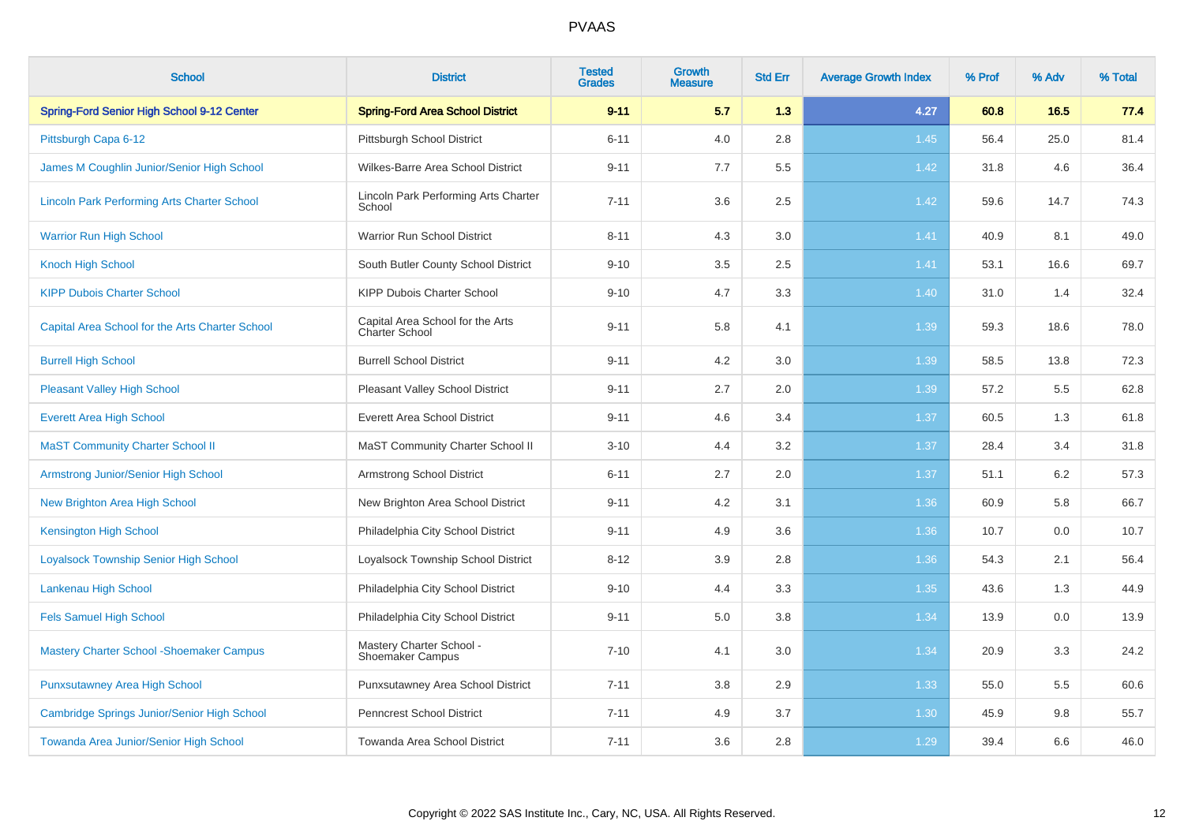# PVAAS

| School | District | Tested Grades | Growth Measure | Std Err | Average Growth Index | % Prof | % Adv | % Total |
|---|---|---|---|---|---|---|---|---|
| **Spring-Ford Senior High School 9-12 Center** | **Spring-Ford Area School District** | **9-11** | **5.7** | **1.3** | **4.27** | **60.8** | **16.5** | **77.4** |
| Pittsburgh Capa 6-12 | Pittsburgh School District | 6-11 | 4.0 | 2.8 | 1.45 | 56.4 | 25.0 | 81.4 |
| James M Coughlin Junior/Senior High School | Wilkes-Barre Area School District | 9-11 | 7.7 | 5.5 | 1.42 | 31.8 | 4.6 | 36.4 |
| Lincoln Park Performing Arts Charter School | Lincoln Park Performing Arts Charter School | 7-11 | 3.6 | 2.5 | 1.42 | 59.6 | 14.7 | 74.3 |
| Warrior Run High School | Warrior Run School District | 8-11 | 4.3 | 3.0 | 1.41 | 40.9 | 8.1 | 49.0 |
| Knoch High School | South Butler County School District | 9-10 | 3.5 | 2.5 | 1.41 | 53.1 | 16.6 | 69.7 |
| KIPP Dubois Charter School | KIPP Dubois Charter School | 9-10 | 4.7 | 3.3 | 1.40 | 31.0 | 1.4 | 32.4 |
| Capital Area School for the Arts Charter School | Capital Area School for the Arts Charter School | 9-11 | 5.8 | 4.1 | 1.39 | 59.3 | 18.6 | 78.0 |
| Burrell High School | Burrell School District | 9-11 | 4.2 | 3.0 | 1.39 | 58.5 | 13.8 | 72.3 |
| Pleasant Valley High School | Pleasant Valley School District | 9-11 | 2.7 | 2.0 | 1.39 | 57.2 | 5.5 | 62.8 |
| Everett Area High School | Everett Area School District | 9-11 | 4.6 | 3.4 | 1.37 | 60.5 | 1.3 | 61.8 |
| MaST Community Charter School II | MaST Community Charter School II | 3-10 | 4.4 | 3.2 | 1.37 | 28.4 | 3.4 | 31.8 |
| Armstrong Junior/Senior High School | Armstrong School District | 6-11 | 2.7 | 2.0 | 1.37 | 51.1 | 6.2 | 57.3 |
| New Brighton Area High School | New Brighton Area School District | 9-11 | 4.2 | 3.1 | 1.36 | 60.9 | 5.8 | 66.7 |
| Kensington High School | Philadelphia City School District | 9-11 | 4.9 | 3.6 | 1.36 | 10.7 | 0.0 | 10.7 |
| Loyalsock Township Senior High School | Loyalsock Township School District | 8-12 | 3.9 | 2.8 | 1.36 | 54.3 | 2.1 | 56.4 |
| Lankenau High School | Philadelphia City School District | 9-10 | 4.4 | 3.3 | 1.35 | 43.6 | 1.3 | 44.9 |
| Fels Samuel High School | Philadelphia City School District | 9-11 | 5.0 | 3.8 | 1.34 | 13.9 | 0.0 | 13.9 |
| Mastery Charter School -Shoemaker Campus | Mastery Charter School - Shoemaker Campus | 7-10 | 4.1 | 3.0 | 1.34 | 20.9 | 3.3 | 24.2 |
| Punxsutawney Area High School | Punxsutawney Area School District | 7-11 | 3.8 | 2.9 | 1.33 | 55.0 | 5.5 | 60.6 |
| Cambridge Springs Junior/Senior High School | Penncrest School District | 7-11 | 4.9 | 3.7 | 1.30 | 45.9 | 9.8 | 55.7 |
| Towanda Area Junior/Senior High School | Towanda Area School District | 7-11 | 3.6 | 2.8 | 1.29 | 39.4 | 6.6 | 46.0 |

Copyright © 2022 SAS Institute Inc., Cary, NC, USA. All Rights Reserved.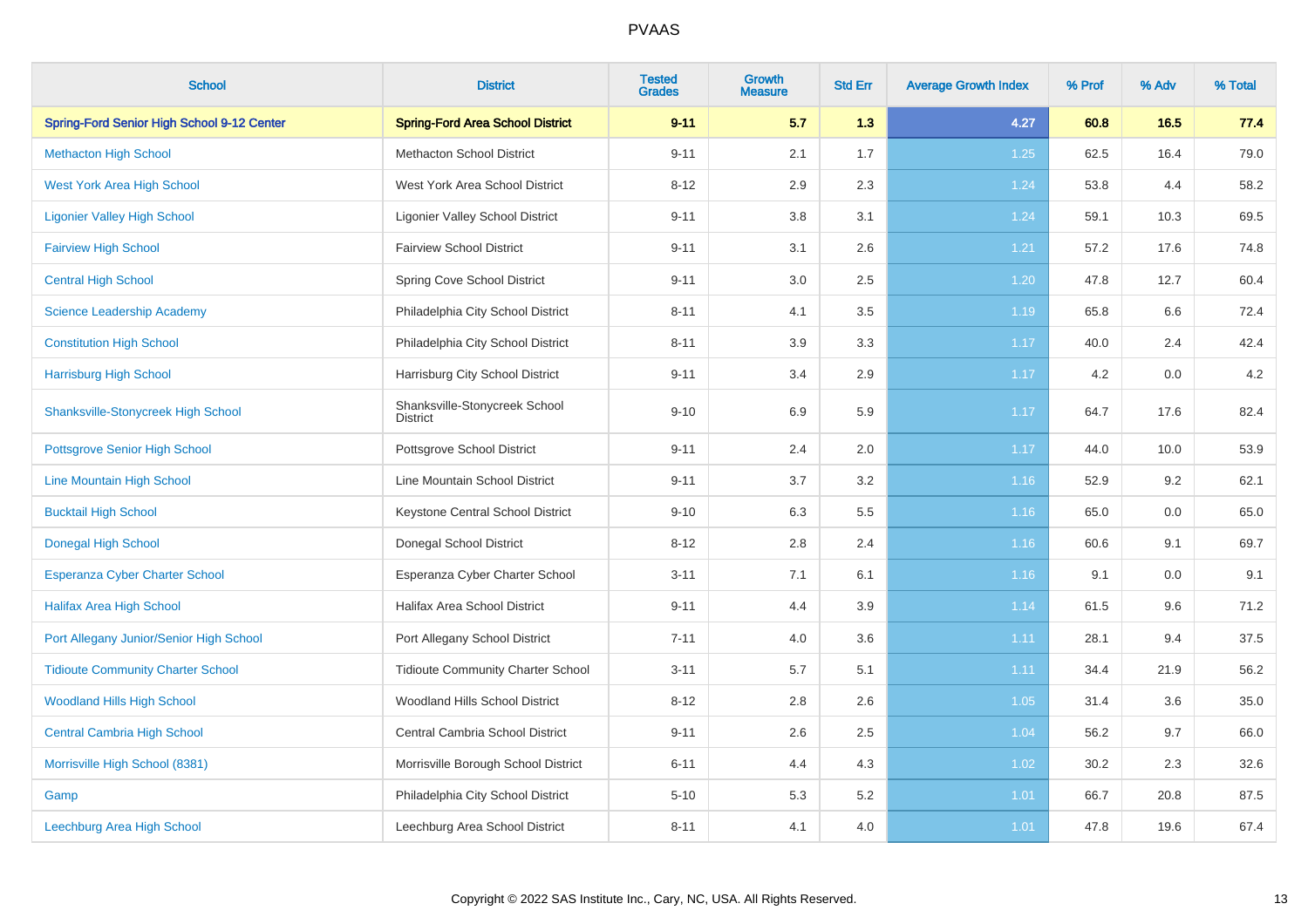# PVAAS

| School | District | Tested Grades | Growth Measure | Std Err | Average Growth Index | % Prof | % Adv | % Total |
|---|---|---|---|---|---|---|---|---|
| **Spring-Ford Senior High School 9-12 Center** | **Spring-Ford Area School District** | **9-11** | **5.7** | **1.3** | **4.27** | **60.8** | **16.5** | **77.4** |
| Methacton High School | Methacton School District | 9-11 | 2.1 | 1.7 | 1.25 | 62.5 | 16.4 | 79.0 |
| West York Area High School | West York Area School District | 8-12 | 2.9 | 2.3 | 1.24 | 53.8 | 4.4 | 58.2 |
| Ligonier Valley High School | Ligonier Valley School District | 9-11 | 3.8 | 3.1 | 1.24 | 59.1 | 10.3 | 69.5 |
| Fairview High School | Fairview School District | 9-11 | 3.1 | 2.6 | 1.21 | 57.2 | 17.6 | 74.8 |
| Central High School | Spring Cove School District | 9-11 | 3.0 | 2.5 | 1.20 | 47.8 | 12.7 | 60.4 |
| Science Leadership Academy | Philadelphia City School District | 8-11 | 4.1 | 3.5 | 1.19 | 65.8 | 6.6 | 72.4 |
| Constitution High School | Philadelphia City School District | 8-11 | 3.9 | 3.3 | 1.17 | 40.0 | 2.4 | 42.4 |
| Harrisburg High School | Harrisburg City School District | 9-11 | 3.4 | 2.9 | 1.17 | 4.2 | 0.0 | 4.2 |
| Shanksville-Stonycreek High School | Shanksville-Stonycreek School District | 9-10 | 6.9 | 5.9 | 1.17 | 64.7 | 17.6 | 82.4 |
| Pottsgrove Senior High School | Pottsgrove School District | 9-11 | 2.4 | 2.0 | 1.17 | 44.0 | 10.0 | 53.9 |
| Line Mountain High School | Line Mountain School District | 9-11 | 3.7 | 3.2 | 1.16 | 52.9 | 9.2 | 62.1 |
| Bucktail High School | Keystone Central School District | 9-10 | 6.3 | 5.5 | 1.16 | 65.0 | 0.0 | 65.0 |
| Donegal High School | Donegal School District | 8-12 | 2.8 | 2.4 | 1.16 | 60.6 | 9.1 | 69.7 |
| Esperanza Cyber Charter School | Esperanza Cyber Charter School | 3-11 | 7.1 | 6.1 | 1.16 | 9.1 | 0.0 | 9.1 |
| Halifax Area High School | Halifax Area School District | 9-11 | 4.4 | 3.9 | 1.14 | 61.5 | 9.6 | 71.2 |
| Port Allegany Junior/Senior High School | Port Allegany School District | 7-11 | 4.0 | 3.6 | 1.11 | 28.1 | 9.4 | 37.5 |
| Tidioute Community Charter School | Tidioute Community Charter School | 3-11 | 5.7 | 5.1 | 1.11 | 34.4 | 21.9 | 56.2 |
| Woodland Hills High School | Woodland Hills School District | 8-12 | 2.8 | 2.6 | 1.05 | 31.4 | 3.6 | 35.0 |
| Central Cambria High School | Central Cambria School District | 9-11 | 2.6 | 2.5 | 1.04 | 56.2 | 9.7 | 66.0 |
| Morrisville High School (8381) | Morrisville Borough School District | 6-11 | 4.4 | 4.3 | 1.02 | 30.2 | 2.3 | 32.6 |
| Gamp | Philadelphia City School District | 5-10 | 5.3 | 5.2 | 1.01 | 66.7 | 20.8 | 87.5 |
| Leechburg Area High School | Leechburg Area School District | 8-11 | 4.1 | 4.0 | 1.01 | 47.8 | 19.6 | 67.4 |

Copyright © 2022 SAS Institute Inc., Cary, NC, USA. All Rights Reserved.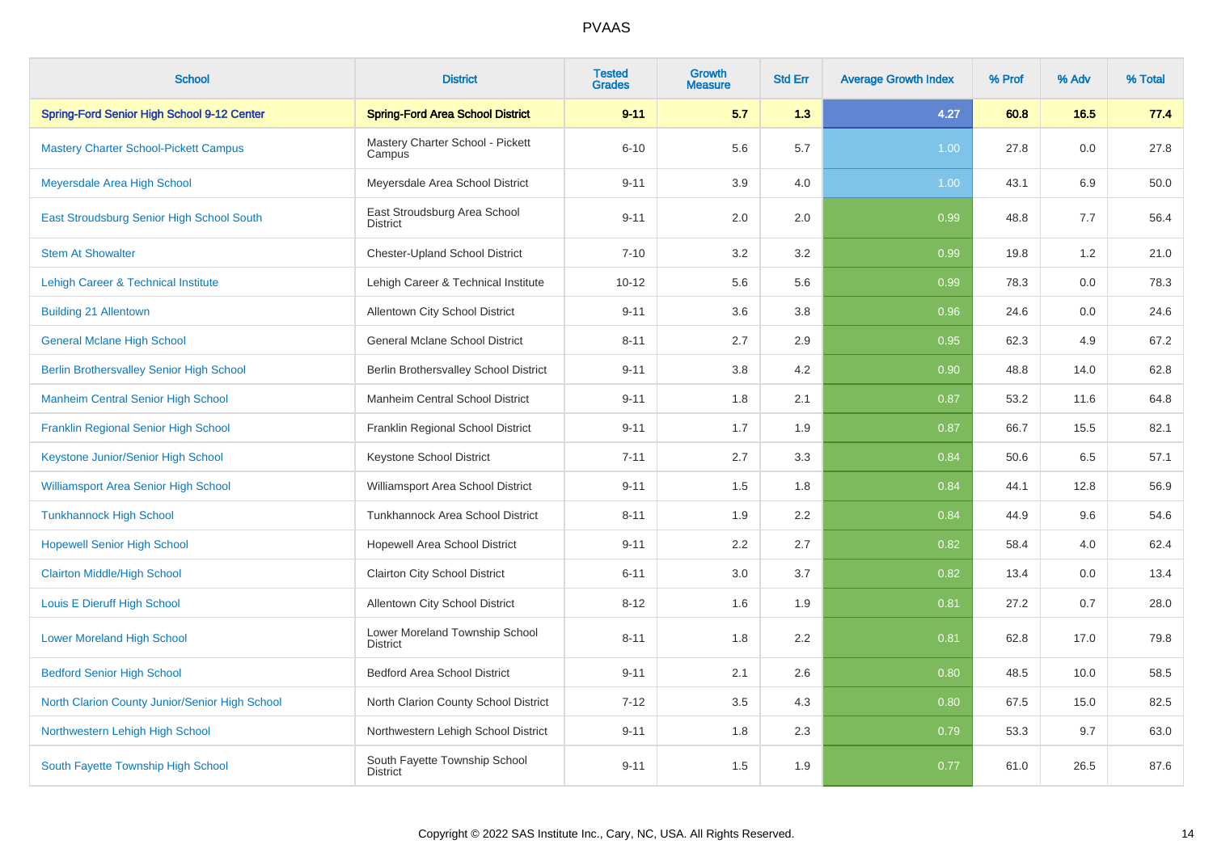| School | District | Tested Grades | Growth Measure | Std Err | Average Growth Index | % Prof | % Adv | % Total |
|---|---|---|---|---|---|---|---|---|
| **Spring-Ford Senior High School 9-12 Center** | **Spring-Ford Area School District** | **9-11** | **5.7** | **1.3** | **4.27** | **60.8** | **16.5** | **77.4** |
| Mastery Charter School-Pickett Campus | Mastery Charter School - Pickett Campus | 6-10 | 5.6 | 5.7 | 1.00 | 27.8 | 0.0 | 27.8 |
| Meyersdale Area High School | Meyersdale Area School District | 9-11 | 3.9 | 4.0 | 1.00 | 43.1 | 6.9 | 50.0 |
| East Stroudsburg Senior High School South | East Stroudsburg Area School District | 9-11 | 2.0 | 2.0 | 0.99 | 48.8 | 7.7 | 56.4 |
| Stem At Showalter | Chester-Upland School District | 7-10 | 3.2 | 3.2 | 0.99 | 19.8 | 1.2 | 21.0 |
| Lehigh Career & Technical Institute | Lehigh Career & Technical Institute | 10-12 | 5.6 | 5.6 | 0.99 | 78.3 | 0.0 | 78.3 |
| Building 21 Allentown | Allentown City School District | 9-11 | 3.6 | 3.8 | 0.96 | 24.6 | 0.0 | 24.6 |
| General Mclane High School | General Mclane School District | 8-11 | 2.7 | 2.9 | 0.95 | 62.3 | 4.9 | 67.2 |
| Berlin Brothersvalley Senior High School | Berlin Brothersvalley School District | 9-11 | 3.8 | 4.2 | 0.90 | 48.8 | 14.0 | 62.8 |
| Manheim Central Senior High School | Manheim Central School District | 9-11 | 1.8 | 2.1 | 0.87 | 53.2 | 11.6 | 64.8 |
| Franklin Regional Senior High School | Franklin Regional School District | 9-11 | 1.7 | 1.9 | 0.87 | 66.7 | 15.5 | 82.1 |
| Keystone Junior/Senior High School | Keystone School District | 7-11 | 2.7 | 3.3 | 0.84 | 50.6 | 6.5 | 57.1 |
| Williamsport Area Senior High School | Williamsport Area School District | 9-11 | 1.5 | 1.8 | 0.84 | 44.1 | 12.8 | 56.9 |
| Tunkhannock High School | Tunkhannock Area School District | 8-11 | 1.9 | 2.2 | 0.84 | 44.9 | 9.6 | 54.6 |
| Hopewell Senior High School | Hopewell Area School District | 9-11 | 2.2 | 2.7 | 0.82 | 58.4 | 4.0 | 62.4 |
| Clairton Middle/High School | Clairton City School District | 6-11 | 3.0 | 3.7 | 0.82 | 13.4 | 0.0 | 13.4 |
| Louis E Dieruff High School | Allentown City School District | 8-12 | 1.6 | 1.9 | 0.81 | 27.2 | 0.7 | 28.0 |
| Lower Moreland High School | Lower Moreland Township School District | 8-11 | 1.8 | 2.2 | 0.81 | 62.8 | 17.0 | 79.8 |
| Bedford Senior High School | Bedford Area School District | 9-11 | 2.1 | 2.6 | 0.80 | 48.5 | 10.0 | 58.5 |
| North Clarion County Junior/Senior High School | North Clarion County School District | 7-12 | 3.5 | 4.3 | 0.80 | 67.5 | 15.0 | 82.5 |
| Northwestern Lehigh High School | Northwestern Lehigh School District | 9-11 | 1.8 | 2.3 | 0.79 | 53.3 | 9.7 | 63.0 |
| South Fayette Township High School | South Fayette Township School District | 9-11 | 1.5 | 1.9 | 0.77 | 61.0 | 26.5 | 87.6 |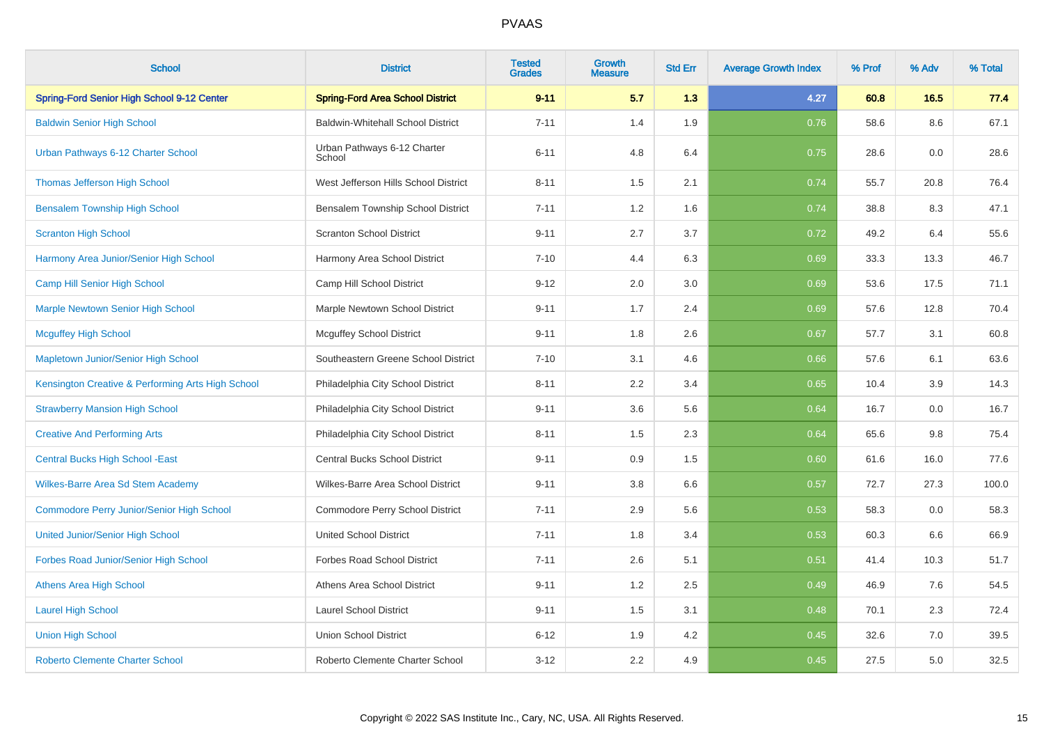# PVAAS

| School | District | Tested Grades | Growth Measure | Std Err | Average Growth Index | % Prof | % Adv | % Total |
|---|---|---|---|---|---|---|---|---|
| **Spring-Ford Senior High School 9-12 Center** | **Spring-Ford Area School District** | **9-11** | **5.7** | **1.3** | **4.27** | **60.8** | **16.5** | **77.4** |
| Baldwin Senior High School | Baldwin-Whitehall School District | 7-11 | 1.4 | 1.9 | 0.76 | 58.6 | 8.6 | 67.1 |
| Urban Pathways 6-12 Charter School | Urban Pathways 6-12 Charter School | 6-11 | 4.8 | 6.4 | 0.75 | 28.6 | 0.0 | 28.6 |
| Thomas Jefferson High School | West Jefferson Hills School District | 8-11 | 1.5 | 2.1 | 0.74 | 55.7 | 20.8 | 76.4 |
| Bensalem Township High School | Bensalem Township School District | 7-11 | 1.2 | 1.6 | 0.74 | 38.8 | 8.3 | 47.1 |
| Scranton High School | Scranton School District | 9-11 | 2.7 | 3.7 | 0.72 | 49.2 | 6.4 | 55.6 |
| Harmony Area Junior/Senior High School | Harmony Area School District | 7-10 | 4.4 | 6.3 | 0.69 | 33.3 | 13.3 | 46.7 |
| Camp Hill Senior High School | Camp Hill School District | 9-12 | 2.0 | 3.0 | 0.69 | 53.6 | 17.5 | 71.1 |
| Marple Newtown Senior High School | Marple Newtown School District | 9-11 | 1.7 | 2.4 | 0.69 | 57.6 | 12.8 | 70.4 |
| Mcguffey High School | Mcguffey School District | 9-11 | 1.8 | 2.6 | 0.67 | 57.7 | 3.1 | 60.8 |
| Mapletown Junior/Senior High School | Southeastern Greene School District | 7-10 | 3.1 | 4.6 | 0.66 | 57.6 | 6.1 | 63.6 |
| Kensington Creative & Performing Arts High School | Philadelphia City School District | 8-11 | 2.2 | 3.4 | 0.65 | 10.4 | 3.9 | 14.3 |
| Strawberry Mansion High School | Philadelphia City School District | 9-11 | 3.6 | 5.6 | 0.64 | 16.7 | 0.0 | 16.7 |
| Creative And Performing Arts | Philadelphia City School District | 8-11 | 1.5 | 2.3 | 0.64 | 65.6 | 9.8 | 75.4 |
| Central Bucks High School -East | Central Bucks School District | 9-11 | 0.9 | 1.5 | 0.60 | 61.6 | 16.0 | 77.6 |
| Wilkes-Barre Area Sd Stem Academy | Wilkes-Barre Area School District | 9-11 | 3.8 | 6.6 | 0.57 | 72.7 | 27.3 | 100.0 |
| Commodore Perry Junior/Senior High School | Commodore Perry School District | 7-11 | 2.9 | 5.6 | 0.53 | 58.3 | 0.0 | 58.3 |
| United Junior/Senior High School | United School District | 7-11 | 1.8 | 3.4 | 0.53 | 60.3 | 6.6 | 66.9 |
| Forbes Road Junior/Senior High School | Forbes Road School District | 7-11 | 2.6 | 5.1 | 0.51 | 41.4 | 10.3 | 51.7 |
| Athens Area High School | Athens Area School District | 9-11 | 1.2 | 2.5 | 0.49 | 46.9 | 7.6 | 54.5 |
| Laurel High School | Laurel School District | 9-11 | 1.5 | 3.1 | 0.48 | 70.1 | 2.3 | 72.4 |
| Union High School | Union School District | 6-12 | 1.9 | 4.2 | 0.45 | 32.6 | 7.0 | 39.5 |
| Roberto Clemente Charter School | Roberto Clemente Charter School | 3-12 | 2.2 | 4.9 | 0.45 | 27.5 | 5.0 | 32.5 |

Copyright © 2022 SAS Institute Inc., Cary, NC, USA. All Rights Reserved.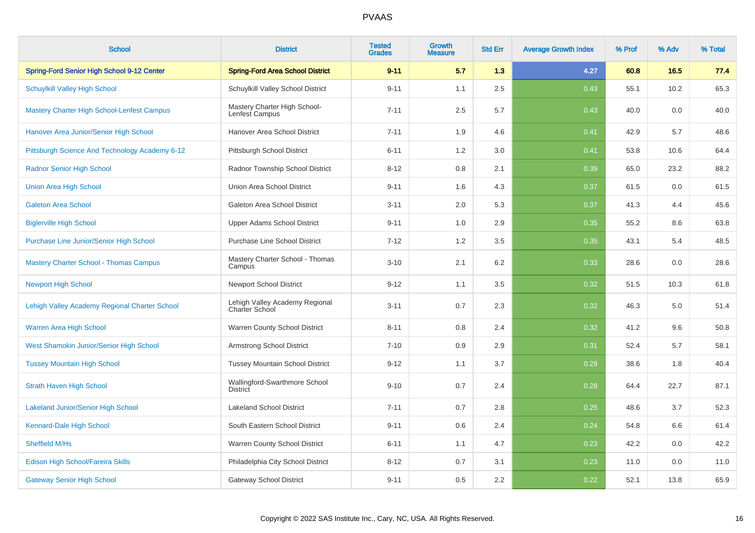# PVAAS

| School | District | Tested Grades | Growth Measure | Std Err | Average Growth Index | % Prof | % Adv | % Total |
|---|---|---|---|---|---|---|---|---|
| **Spring-Ford Senior High School 9-12 Center** | **Spring-Ford Area School District** | **9-11** | **5.7** | **1.3** | **4.27** | **60.8** | **16.5** | **77.4** |
| Schuylkill Valley High School | Schuylkill Valley School District | 9-11 | 1.1 | 2.5 | 0.43 | 55.1 | 10.2 | 65.3 |
| Mastery Charter High School-Lenfest Campus | Mastery Charter High School-Lenfest Campus | 7-11 | 2.5 | 5.7 | 0.43 | 40.0 | 0.0 | 40.0 |
| Hanover Area Junior/Senior High School | Hanover Area School District | 7-11 | 1.9 | 4.6 | 0.41 | 42.9 | 5.7 | 48.6 |
| Pittsburgh Science And Technology Academy 6-12 | Pittsburgh School District | 6-11 | 1.2 | 3.0 | 0.41 | 53.8 | 10.6 | 64.4 |
| Radnor Senior High School | Radnor Township School District | 8-12 | 0.8 | 2.1 | 0.39 | 65.0 | 23.2 | 88.2 |
| Union Area High School | Union Area School District | 9-11 | 1.6 | 4.3 | 0.37 | 61.5 | 0.0 | 61.5 |
| Galeton Area School | Galeton Area School District | 3-11 | 2.0 | 5.3 | 0.37 | 41.3 | 4.4 | 45.6 |
| Biglerville High School | Upper Adams School District | 9-11 | 1.0 | 2.9 | 0.35 | 55.2 | 8.6 | 63.8 |
| Purchase Line Junior/Senior High School | Purchase Line School District | 7-12 | 1.2 | 3.5 | 0.35 | 43.1 | 5.4 | 48.5 |
| Mastery Charter School - Thomas Campus | Mastery Charter School - Thomas Campus | 3-10 | 2.1 | 6.2 | 0.33 | 28.6 | 0.0 | 28.6 |
| Newport High School | Newport School District | 9-12 | 1.1 | 3.5 | 0.32 | 51.5 | 10.3 | 61.8 |
| Lehigh Valley Academy Regional Charter School | Lehigh Valley Academy Regional Charter School | 3-11 | 0.7 | 2.3 | 0.32 | 46.3 | 5.0 | 51.4 |
| Warren Area High School | Warren County School District | 8-11 | 0.8 | 2.4 | 0.32 | 41.2 | 9.6 | 50.8 |
| West Shamokin Junior/Senior High School | Armstrong School District | 7-10 | 0.9 | 2.9 | 0.31 | 52.4 | 5.7 | 58.1 |
| Tussey Mountain High School | Tussey Mountain School District | 9-12 | 1.1 | 3.7 | 0.29 | 38.6 | 1.8 | 40.4 |
| Strath Haven High School | Wallingford-Swarthmore School District | 9-10 | 0.7 | 2.4 | 0.28 | 64.4 | 22.7 | 87.1 |
| Lakeland Junior/Senior High School | Lakeland School District | 7-11 | 0.7 | 2.8 | 0.25 | 48.6 | 3.7 | 52.3 |
| Kennard-Dale High School | South Eastern School District | 9-11 | 0.6 | 2.4 | 0.24 | 54.8 | 6.6 | 61.4 |
| Sheffield M/Hs | Warren County School District | 6-11 | 1.1 | 4.7 | 0.23 | 42.2 | 0.0 | 42.2 |
| Edison High School/Fareira Skills | Philadelphia City School District | 8-12 | 0.7 | 3.1 | 0.23 | 11.0 | 0.0 | 11.0 |
| Gateway Senior High School | Gateway School District | 9-11 | 0.5 | 2.2 | 0.22 | 52.1 | 13.8 | 65.9 |

Copyright © 2022 SAS Institute Inc., Cary, NC, USA. All Rights Reserved.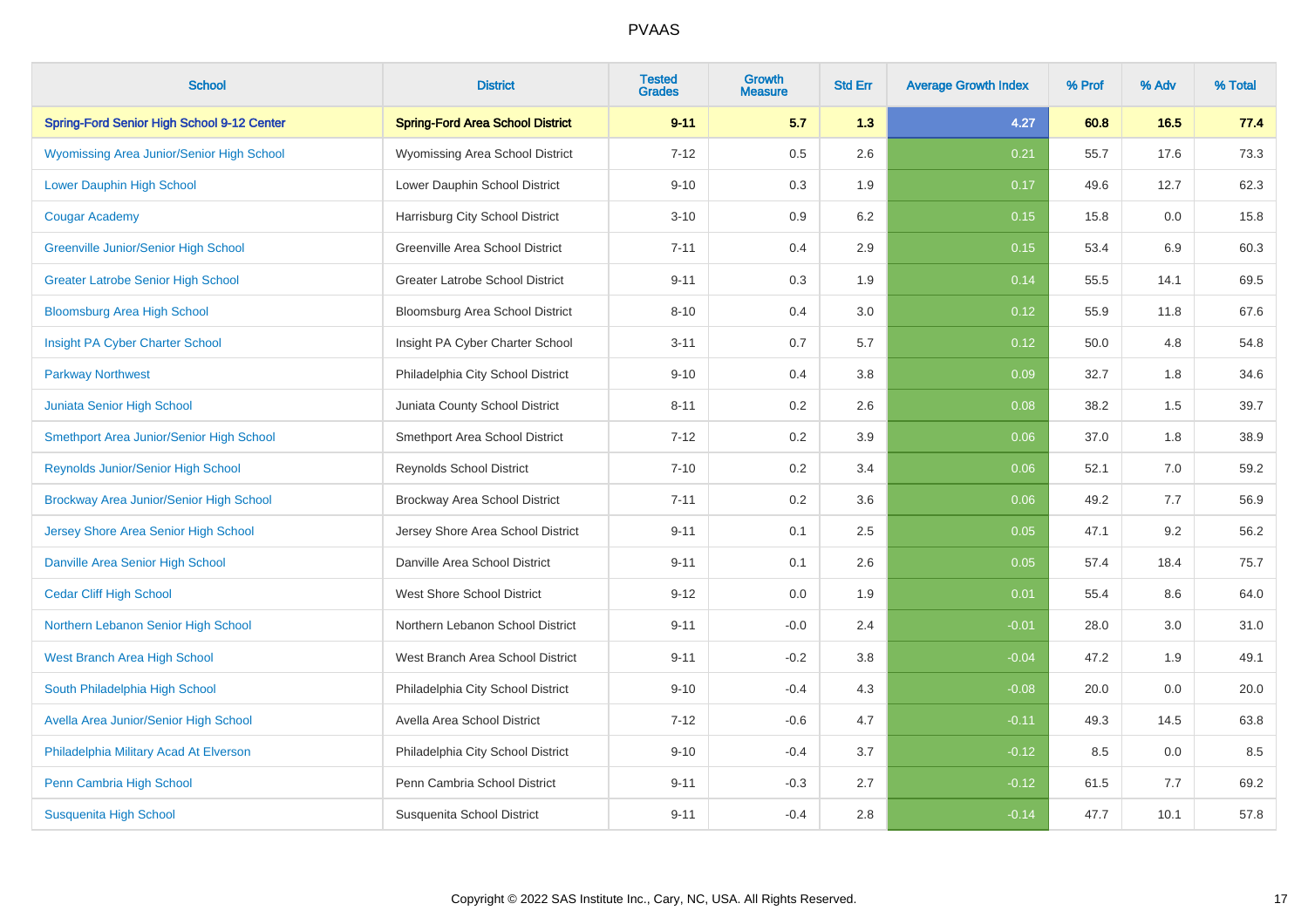# PVAAS

| School | District | Tested Grades | Growth Measure | Std Err | Average Growth Index | % Prof | % Adv | % Total |
|---|---|---|---|---|---|---|---|---|
| **Spring-Ford Senior High School 9-12 Center** | **Spring-Ford Area School District** | **9-11** | **5.7** | **1.3** | **4.27** | **60.8** | **16.5** | **77.4** |
| Wyomissing Area Junior/Senior High School | Wyomissing Area School District | 7-12 | 0.5 | 2.6 | 0.21 | 55.7 | 17.6 | 73.3 |
| Lower Dauphin High School | Lower Dauphin School District | 9-10 | 0.3 | 1.9 | 0.17 | 49.6 | 12.7 | 62.3 |
| Cougar Academy | Harrisburg City School District | 3-10 | 0.9 | 6.2 | 0.15 | 15.8 | 0.0 | 15.8 |
| Greenville Junior/Senior High School | Greenville Area School District | 7-11 | 0.4 | 2.9 | 0.15 | 53.4 | 6.9 | 60.3 |
| Greater Latrobe Senior High School | Greater Latrobe School District | 9-11 | 0.3 | 1.9 | 0.14 | 55.5 | 14.1 | 69.5 |
| Bloomsburg Area High School | Bloomsburg Area School District | 8-10 | 0.4 | 3.0 | 0.12 | 55.9 | 11.8 | 67.6 |
| Insight PA Cyber Charter School | Insight PA Cyber Charter School | 3-11 | 0.7 | 5.7 | 0.12 | 50.0 | 4.8 | 54.8 |
| Parkway Northwest | Philadelphia City School District | 9-10 | 0.4 | 3.8 | 0.09 | 32.7 | 1.8 | 34.6 |
| Juniata Senior High School | Juniata County School District | 8-11 | 0.2 | 2.6 | 0.08 | 38.2 | 1.5 | 39.7 |
| Smethport Area Junior/Senior High School | Smethport Area School District | 7-12 | 0.2 | 3.9 | 0.06 | 37.0 | 1.8 | 38.9 |
| Reynolds Junior/Senior High School | Reynolds School District | 7-10 | 0.2 | 3.4 | 0.06 | 52.1 | 7.0 | 59.2 |
| Brockway Area Junior/Senior High School | Brockway Area School District | 7-11 | 0.2 | 3.6 | 0.06 | 49.2 | 7.7 | 56.9 |
| Jersey Shore Area Senior High School | Jersey Shore Area School District | 9-11 | 0.1 | 2.5 | 0.05 | 47.1 | 9.2 | 56.2 |
| Danville Area Senior High School | Danville Area School District | 9-11 | 0.1 | 2.6 | 0.05 | 57.4 | 18.4 | 75.7 |
| Cedar Cliff High School | West Shore School District | 9-12 | 0.0 | 1.9 | 0.01 | 55.4 | 8.6 | 64.0 |
| Northern Lebanon Senior High School | Northern Lebanon School District | 9-11 | -0.0 | 2.4 | -0.01 | 28.0 | 3.0 | 31.0 |
| West Branch Area High School | West Branch Area School District | 9-11 | -0.2 | 3.8 | -0.04 | 47.2 | 1.9 | 49.1 |
| South Philadelphia High School | Philadelphia City School District | 9-10 | -0.4 | 4.3 | -0.08 | 20.0 | 0.0 | 20.0 |
| Avella Area Junior/Senior High School | Avella Area School District | 7-12 | -0.6 | 4.7 | -0.11 | 49.3 | 14.5 | 63.8 |
| Philadelphia Military Acad At Elverson | Philadelphia City School District | 9-10 | -0.4 | 3.7 | -0.12 | 8.5 | 0.0 | 8.5 |
| Penn Cambria High School | Penn Cambria School District | 9-11 | -0.3 | 2.7 | -0.12 | 61.5 | 7.7 | 69.2 |
| Susquenita High School | Susquenita School District | 9-11 | -0.4 | 2.8 | -0.14 | 47.7 | 10.1 | 57.8 |

Copyright © 2022 SAS Institute Inc., Cary, NC, USA. All Rights Reserved.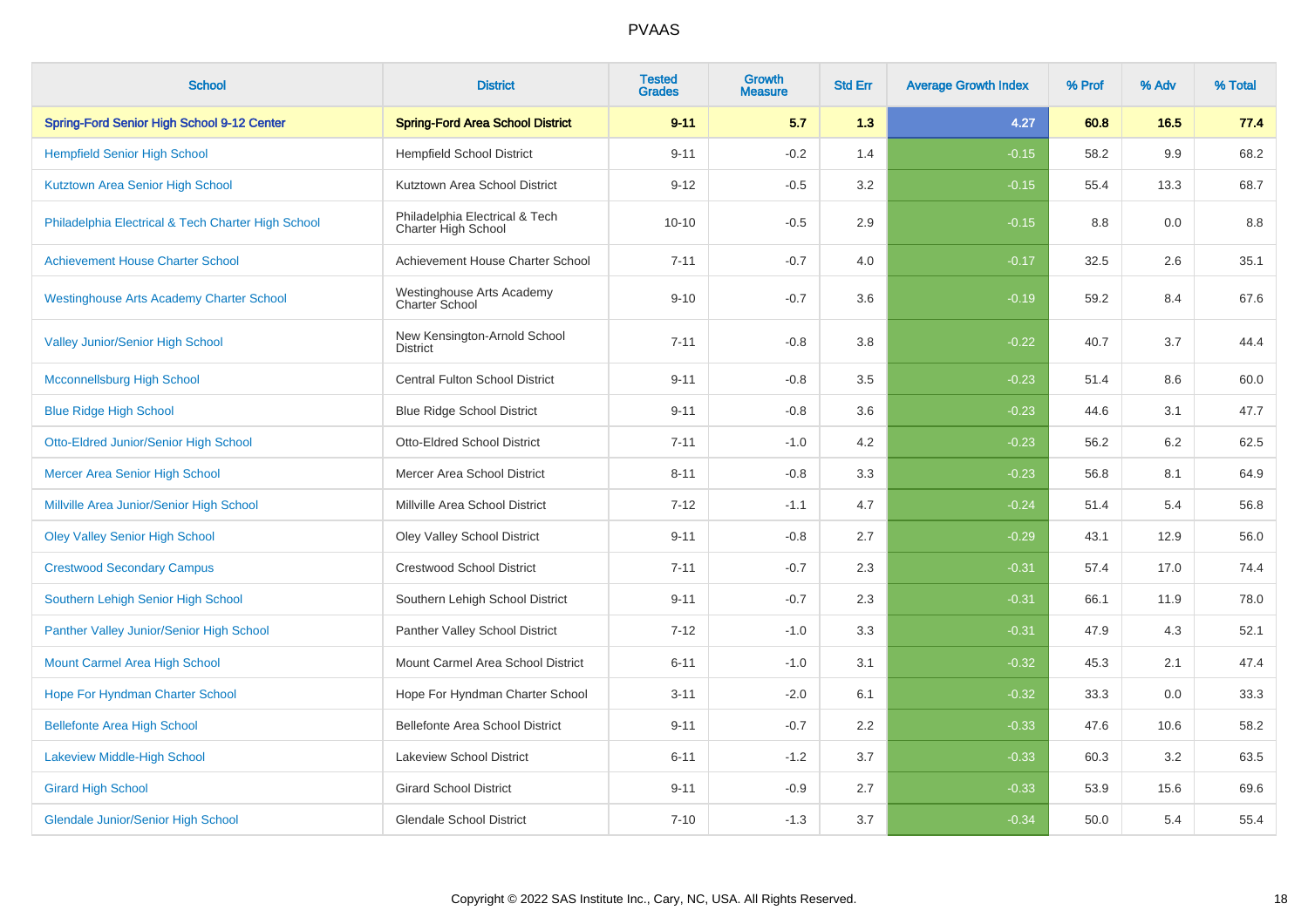# PVAAS

| School | District | Tested Grades | Growth Measure | Std Err | Average Growth Index | % Prof | % Adv | % Total |
|---|---|---|---|---|---|---|---|---|
| **Spring-Ford Senior High School 9-12 Center** | **Spring-Ford Area School District** | **9-11** | **5.7** | **1.3** | **4.27** | **60.8** | **16.5** | **77.4** |
| Hempfield Senior High School | Hempfield School District | 9-11 | -0.2 | 1.4 | -0.15 | 58.2 | 9.9 | 68.2 |
| Kutztown Area Senior High School | Kutztown Area School District | 9-12 | -0.5 | 3.2 | -0.15 | 55.4 | 13.3 | 68.7 |
| Philadelphia Electrical & Tech Charter High School | Philadelphia Electrical & Tech Charter High School | 10-10 | -0.5 | 2.9 | -0.15 | 8.8 | 0.0 | 8.8 |
| Achievement House Charter School | Achievement House Charter School | 7-11 | -0.7 | 4.0 | -0.17 | 32.5 | 2.6 | 35.1 |
| Westinghouse Arts Academy Charter School | Westinghouse Arts Academy Charter School | 9-10 | -0.7 | 3.6 | -0.19 | 59.2 | 8.4 | 67.6 |
| Valley Junior/Senior High School | New Kensington-Arnold School District | 7-11 | -0.8 | 3.8 | -0.22 | 40.7 | 3.7 | 44.4 |
| Mcconnellsburg High School | Central Fulton School District | 9-11 | -0.8 | 3.5 | -0.23 | 51.4 | 8.6 | 60.0 |
| Blue Ridge High School | Blue Ridge School District | 9-11 | -0.8 | 3.6 | -0.23 | 44.6 | 3.1 | 47.7 |
| Otto-Eldred Junior/Senior High School | Otto-Eldred School District | 7-11 | -1.0 | 4.2 | -0.23 | 56.2 | 6.2 | 62.5 |
| Mercer Area Senior High School | Mercer Area School District | 8-11 | -0.8 | 3.3 | -0.23 | 56.8 | 8.1 | 64.9 |
| Millville Area Junior/Senior High School | Millville Area School District | 7-12 | -1.1 | 4.7 | -0.24 | 51.4 | 5.4 | 56.8 |
| Oley Valley Senior High School | Oley Valley School District | 9-11 | -0.8 | 2.7 | -0.29 | 43.1 | 12.9 | 56.0 |
| Crestwood Secondary Campus | Crestwood School District | 7-11 | -0.7 | 2.3 | -0.31 | 57.4 | 17.0 | 74.4 |
| Southern Lehigh Senior High School | Southern Lehigh School District | 9-11 | -0.7 | 2.3 | -0.31 | 66.1 | 11.9 | 78.0 |
| Panther Valley Junior/Senior High School | Panther Valley School District | 7-12 | -1.0 | 3.3 | -0.31 | 47.9 | 4.3 | 52.1 |
| Mount Carmel Area High School | Mount Carmel Area School District | 6-11 | -1.0 | 3.1 | -0.32 | 45.3 | 2.1 | 47.4 |
| Hope For Hyndman Charter School | Hope For Hyndman Charter School | 3-11 | -2.0 | 6.1 | -0.32 | 33.3 | 0.0 | 33.3 |
| Bellefonte Area High School | Bellefonte Area School District | 9-11 | -0.7 | 2.2 | -0.33 | 47.6 | 10.6 | 58.2 |
| Lakeview Middle-High School | Lakeview School District | 6-11 | -1.2 | 3.7 | -0.33 | 60.3 | 3.2 | 63.5 |
| Girard High School | Girard School District | 9-11 | -0.9 | 2.7 | -0.33 | 53.9 | 15.6 | 69.6 |
| Glendale Junior/Senior High School | Glendale School District | 7-10 | -1.3 | 3.7 | -0.34 | 50.0 | 5.4 | 55.4 |

Copyright © 2022 SAS Institute Inc., Cary, NC, USA. All Rights Reserved.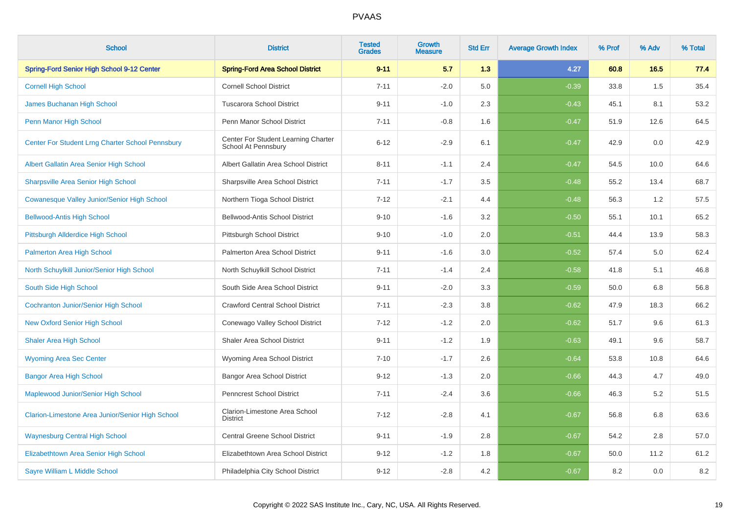# PVAAS

| School | District | Tested Grades | Growth Measure | Std Err | Average Growth Index | % Prof | % Adv | % Total |
|---|---|---|---|---|---|---|---|---|
| **Spring-Ford Senior High School 9-12 Center** | **Spring-Ford Area School District** | **9-11** | **5.7** | **1.3** | **4.27** | **60.8** | **16.5** | **77.4** |
| Cornell High School | Cornell School District | 7-11 | -2.0 | 5.0 | -0.39 | 33.8 | 1.5 | 35.4 |
| James Buchanan High School | Tuscarora School District | 9-11 | -1.0 | 2.3 | -0.43 | 45.1 | 8.1 | 53.2 |
| Penn Manor High School | Penn Manor School District | 7-11 | -0.8 | 1.6 | -0.47 | 51.9 | 12.6 | 64.5 |
| Center For Student Lrng Charter School Pennsbury | Center For Student Learning Charter School At Pennsbury | 6-12 | -2.9 | 6.1 | -0.47 | 42.9 | 0.0 | 42.9 |
| Albert Gallatin Area Senior High School | Albert Gallatin Area School District | 8-11 | -1.1 | 2.4 | -0.47 | 54.5 | 10.0 | 64.6 |
| Sharpsville Area Senior High School | Sharpsville Area School District | 7-11 | -1.7 | 3.5 | -0.48 | 55.2 | 13.4 | 68.7 |
| Cowanesque Valley Junior/Senior High School | Northern Tioga School District | 7-12 | -2.1 | 4.4 | -0.48 | 56.3 | 1.2 | 57.5 |
| Bellwood-Antis High School | Bellwood-Antis School District | 9-10 | -1.6 | 3.2 | -0.50 | 55.1 | 10.1 | 65.2 |
| Pittsburgh Allderdice High School | Pittsburgh School District | 9-10 | -1.0 | 2.0 | -0.51 | 44.4 | 13.9 | 58.3 |
| Palmerton Area High School | Palmerton Area School District | 9-11 | -1.6 | 3.0 | -0.52 | 57.4 | 5.0 | 62.4 |
| North Schuylkill Junior/Senior High School | North Schuylkill School District | 7-11 | -1.4 | 2.4 | -0.58 | 41.8 | 5.1 | 46.8 |
| South Side High School | South Side Area School District | 9-11 | -2.0 | 3.3 | -0.59 | 50.0 | 6.8 | 56.8 |
| Cochranton Junior/Senior High School | Crawford Central School District | 7-11 | -2.3 | 3.8 | -0.62 | 47.9 | 18.3 | 66.2 |
| New Oxford Senior High School | Conewago Valley School District | 7-12 | -1.2 | 2.0 | -0.62 | 51.7 | 9.6 | 61.3 |
| Shaler Area High School | Shaler Area School District | 9-11 | -1.2 | 1.9 | -0.63 | 49.1 | 9.6 | 58.7 |
| Wyoming Area Sec Center | Wyoming Area School District | 7-10 | -1.7 | 2.6 | -0.64 | 53.8 | 10.8 | 64.6 |
| Bangor Area High School | Bangor Area School District | 9-12 | -1.3 | 2.0 | -0.66 | 44.3 | 4.7 | 49.0 |
| Maplewood Junior/Senior High School | Penncrest School District | 7-11 | -2.4 | 3.6 | -0.66 | 46.3 | 5.2 | 51.5 |
| Clarion-Limestone Area Junior/Senior High School | Clarion-Limestone Area School District | 7-12 | -2.8 | 4.1 | -0.67 | 56.8 | 6.8 | 63.6 |
| Waynesburg Central High School | Central Greene School District | 9-11 | -1.9 | 2.8 | -0.67 | 54.2 | 2.8 | 57.0 |
| Elizabethtown Area Senior High School | Elizabethtown Area School District | 9-12 | -1.2 | 1.8 | -0.67 | 50.0 | 11.2 | 61.2 |
| Sayre William L Middle School | Philadelphia City School District | 9-12 | -2.8 | 4.2 | -0.67 | 8.2 | 0.0 | 8.2 |

Copyright © 2022 SAS Institute Inc., Cary, NC, USA. All Rights Reserved.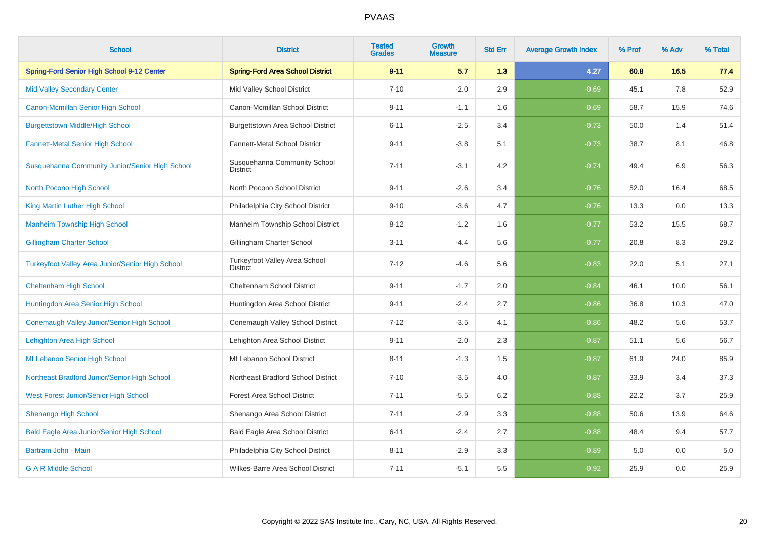PVAAS

| School | District | Tested Grades | Growth Measure | Std Err | Average Growth Index | % Prof | % Adv | % Total |
|---|---|---|---|---|---|---|---|---|
| **Spring-Ford Senior High School 9-12 Center** | **Spring-Ford Area School District** | **9-11** | **5.7** | **1.3** | **4.27** | **60.8** | **16.5** | **77.4** |
| Mid Valley Secondary Center | Mid Valley School District | 7-10 | -2.0 | 2.9 | -0.69 | 45.1 | 7.8 | 52.9 |
| Canon-Mcmillan Senior High School | Canon-Mcmillan School District | 9-11 | -1.1 | 1.6 | -0.69 | 58.7 | 15.9 | 74.6 |
| Burgettstown Middle/High School | Burgettstown Area School District | 6-11 | -2.5 | 3.4 | -0.73 | 50.0 | 1.4 | 51.4 |
| Fannett-Metal Senior High School | Fannett-Metal School District | 9-11 | -3.8 | 5.1 | -0.73 | 38.7 | 8.1 | 46.8 |
| Susquehanna Community Junior/Senior High School | Susquehanna Community School District | 7-11 | -3.1 | 4.2 | -0.74 | 49.4 | 6.9 | 56.3 |
| North Pocono High School | North Pocono School District | 9-11 | -2.6 | 3.4 | -0.76 | 52.0 | 16.4 | 68.5 |
| King Martin Luther High School | Philadelphia City School District | 9-10 | -3.6 | 4.7 | -0.76 | 13.3 | 0.0 | 13.3 |
| Manheim Township High School | Manheim Township School District | 8-12 | -1.2 | 1.6 | -0.77 | 53.2 | 15.5 | 68.7 |
| Gillingham Charter School | Gillingham Charter School | 3-11 | -4.4 | 5.6 | -0.77 | 20.8 | 8.3 | 29.2 |
| Turkeyfoot Valley Area Junior/Senior High School | Turkeyfoot Valley Area School District | 7-12 | -4.6 | 5.6 | -0.83 | 22.0 | 5.1 | 27.1 |
| Cheltenham High School | Cheltenham School District | 9-11 | -1.7 | 2.0 | -0.84 | 46.1 | 10.0 | 56.1 |
| Huntingdon Area Senior High School | Huntingdon Area School District | 9-11 | -2.4 | 2.7 | -0.86 | 36.8 | 10.3 | 47.0 |
| Conemaugh Valley Junior/Senior High School | Conemaugh Valley School District | 7-12 | -3.5 | 4.1 | -0.86 | 48.2 | 5.6 | 53.7 |
| Lehighton Area High School | Lehighton Area School District | 9-11 | -2.0 | 2.3 | -0.87 | 51.1 | 5.6 | 56.7 |
| Mt Lebanon Senior High School | Mt Lebanon School District | 8-11 | -1.3 | 1.5 | -0.87 | 61.9 | 24.0 | 85.9 |
| Northeast Bradford Junior/Senior High School | Northeast Bradford School District | 7-10 | -3.5 | 4.0 | -0.87 | 33.9 | 3.4 | 37.3 |
| West Forest Junior/Senior High School | Forest Area School District | 7-11 | -5.5 | 6.2 | -0.88 | 22.2 | 3.7 | 25.9 |
| Shenango High School | Shenango Area School District | 7-11 | -2.9 | 3.3 | -0.88 | 50.6 | 13.9 | 64.6 |
| Bald Eagle Area Junior/Senior High School | Bald Eagle Area School District | 6-11 | -2.4 | 2.7 | -0.88 | 48.4 | 9.4 | 57.7 |
| Bartram John - Main | Philadelphia City School District | 8-11 | -2.9 | 3.3 | -0.89 | 5.0 | 0.0 | 5.0 |
| G A R Middle School | Wilkes-Barre Area School District | 7-11 | -5.1 | 5.5 | -0.92 | 25.9 | 0.0 | 25.9 |

Copyright © 2022 SAS Institute Inc., Cary, NC, USA. All Rights Reserved.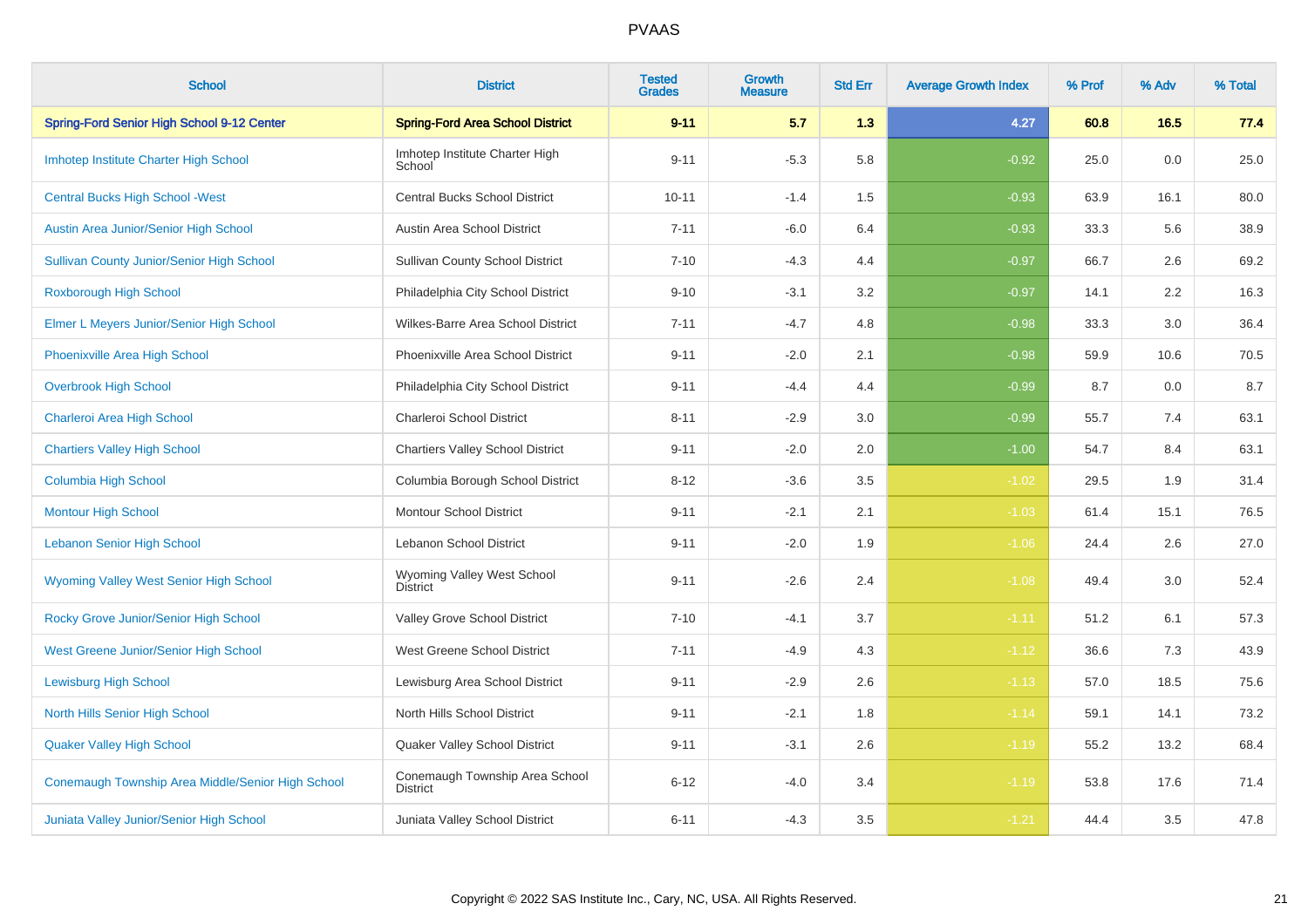PVAAS

| School | District | Tested Grades | Growth Measure | Std Err | Average Growth Index | % Prof | % Adv | % Total |
|---|---|---|---|---|---|---|---|---|
| **Spring-Ford Senior High School 9-12 Center** | **Spring-Ford Area School District** | **9-11** | **5.7** | **1.3** | **4.27** | **60.8** | **16.5** | **77.4** |
| Imhotep Institute Charter High School | Imhotep Institute Charter High School | 9-11 | -5.3 | 5.8 | -0.92 | 25.0 | 0.0 | 25.0 |
| Central Bucks High School -West | Central Bucks School District | 10-11 | -1.4 | 1.5 | -0.93 | 63.9 | 16.1 | 80.0 |
| Austin Area Junior/Senior High School | Austin Area School District | 7-11 | -6.0 | 6.4 | -0.93 | 33.3 | 5.6 | 38.9 |
| Sullivan County Junior/Senior High School | Sullivan County School District | 7-10 | -4.3 | 4.4 | -0.97 | 66.7 | 2.6 | 69.2 |
| Roxborough High School | Philadelphia City School District | 9-10 | -3.1 | 3.2 | -0.97 | 14.1 | 2.2 | 16.3 |
| Elmer L Meyers Junior/Senior High School | Wilkes-Barre Area School District | 7-11 | -4.7 | 4.8 | -0.98 | 33.3 | 3.0 | 36.4 |
| Phoenixville Area High School | Phoenixville Area School District | 9-11 | -2.0 | 2.1 | -0.98 | 59.9 | 10.6 | 70.5 |
| Overbrook High School | Philadelphia City School District | 9-11 | -4.4 | 4.4 | -0.99 | 8.7 | 0.0 | 8.7 |
| Charleroi Area High School | Charleroi School District | 8-11 | -2.9 | 3.0 | -0.99 | 55.7 | 7.4 | 63.1 |
| Chartiers Valley High School | Chartiers Valley School District | 9-11 | -2.0 | 2.0 | -1.00 | 54.7 | 8.4 | 63.1 |
| Columbia High School | Columbia Borough School District | 8-12 | -3.6 | 3.5 | -1.02 | 29.5 | 1.9 | 31.4 |
| Montour High School | Montour School District | 9-11 | -2.1 | 2.1 | -1.03 | 61.4 | 15.1 | 76.5 |
| Lebanon Senior High School | Lebanon School District | 9-11 | -2.0 | 1.9 | -1.06 | 24.4 | 2.6 | 27.0 |
| Wyoming Valley West Senior High School | Wyoming Valley West School District | 9-11 | -2.6 | 2.4 | -1.08 | 49.4 | 3.0 | 52.4 |
| Rocky Grove Junior/Senior High School | Valley Grove School District | 7-10 | -4.1 | 3.7 | -1.11 | 51.2 | 6.1 | 57.3 |
| West Greene Junior/Senior High School | West Greene School District | 7-11 | -4.9 | 4.3 | -1.12 | 36.6 | 7.3 | 43.9 |
| Lewisburg High School | Lewisburg Area School District | 9-11 | -2.9 | 2.6 | -1.13 | 57.0 | 18.5 | 75.6 |
| North Hills Senior High School | North Hills School District | 9-11 | -2.1 | 1.8 | -1.14 | 59.1 | 14.1 | 73.2 |
| Quaker Valley High School | Quaker Valley School District | 9-11 | -3.1 | 2.6 | -1.19 | 55.2 | 13.2 | 68.4 |
| Conemaugh Township Area Middle/Senior High School | Conemaugh Township Area School District | 6-12 | -4.0 | 3.4 | -1.19 | 53.8 | 17.6 | 71.4 |
| Juniata Valley Junior/Senior High School | Juniata Valley School District | 6-11 | -4.3 | 3.5 | -1.21 | 44.4 | 3.5 | 47.8 |

Copyright © 2022 SAS Institute Inc., Cary, NC, USA. All Rights Reserved.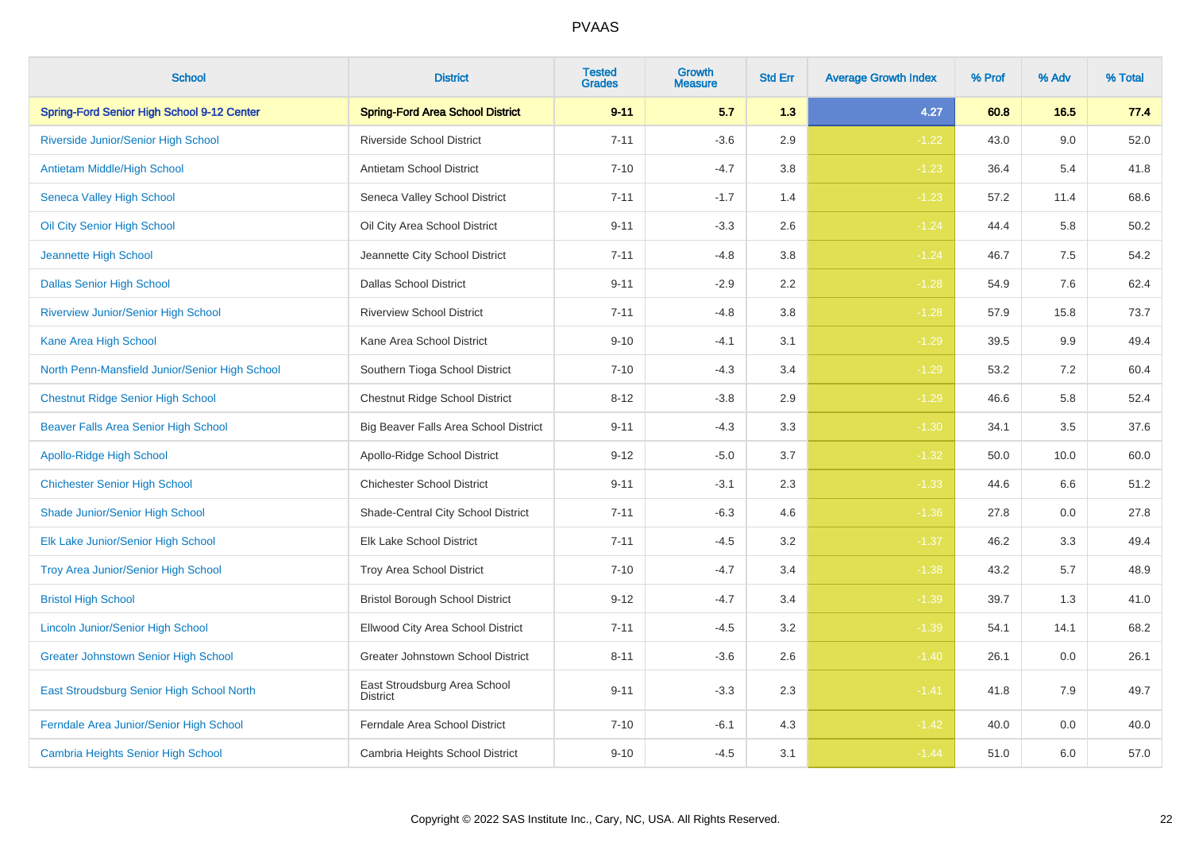PVAAS

| School | District | Tested Grades | Growth Measure | Std Err | Average Growth Index | % Prof | % Adv | % Total |
|---|---|---|---|---|---|---|---|---|
| **Spring-Ford Senior High School 9-12 Center** | **Spring-Ford Area School District** | **9-11** | **5.7** | **1.3** | **4.27** | **60.8** | **16.5** | **77.4** |
| Riverside Junior/Senior High School | Riverside School District | 7-11 | -3.6 | 2.9 | -1.22 | 43.0 | 9.0 | 52.0 |
| Antietam Middle/High School | Antietam School District | 7-10 | -4.7 | 3.8 | -1.23 | 36.4 | 5.4 | 41.8 |
| Seneca Valley High School | Seneca Valley School District | 7-11 | -1.7 | 1.4 | -1.23 | 57.2 | 11.4 | 68.6 |
| Oil City Senior High School | Oil City Area School District | 9-11 | -3.3 | 2.6 | -1.24 | 44.4 | 5.8 | 50.2 |
| Jeannette High School | Jeannette City School District | 7-11 | -4.8 | 3.8 | -1.24 | 46.7 | 7.5 | 54.2 |
| Dallas Senior High School | Dallas School District | 9-11 | -2.9 | 2.2 | -1.28 | 54.9 | 7.6 | 62.4 |
| Riverview Junior/Senior High School | Riverview School District | 7-11 | -4.8 | 3.8 | -1.28 | 57.9 | 15.8 | 73.7 |
| Kane Area High School | Kane Area School District | 9-10 | -4.1 | 3.1 | -1.29 | 39.5 | 9.9 | 49.4 |
| North Penn-Mansfield Junior/Senior High School | Southern Tioga School District | 7-10 | -4.3 | 3.4 | -1.29 | 53.2 | 7.2 | 60.4 |
| Chestnut Ridge Senior High School | Chestnut Ridge School District | 8-12 | -3.8 | 2.9 | -1.29 | 46.6 | 5.8 | 52.4 |
| Beaver Falls Area Senior High School | Big Beaver Falls Area School District | 9-11 | -4.3 | 3.3 | -1.30 | 34.1 | 3.5 | 37.6 |
| Apollo-Ridge High School | Apollo-Ridge School District | 9-12 | -5.0 | 3.7 | -1.32 | 50.0 | 10.0 | 60.0 |
| Chichester Senior High School | Chichester School District | 9-11 | -3.1 | 2.3 | -1.33 | 44.6 | 6.6 | 51.2 |
| Shade Junior/Senior High School | Shade-Central City School District | 7-11 | -6.3 | 4.6 | -1.36 | 27.8 | 0.0 | 27.8 |
| Elk Lake Junior/Senior High School | Elk Lake School District | 7-11 | -4.5 | 3.2 | -1.37 | 46.2 | 3.3 | 49.4 |
| Troy Area Junior/Senior High School | Troy Area School District | 7-10 | -4.7 | 3.4 | -1.38 | 43.2 | 5.7 | 48.9 |
| Bristol High School | Bristol Borough School District | 9-12 | -4.7 | 3.4 | -1.39 | 39.7 | 1.3 | 41.0 |
| Lincoln Junior/Senior High School | Ellwood City Area School District | 7-11 | -4.5 | 3.2 | -1.39 | 54.1 | 14.1 | 68.2 |
| Greater Johnstown Senior High School | Greater Johnstown School District | 8-11 | -3.6 | 2.6 | -1.40 | 26.1 | 0.0 | 26.1 |
| East Stroudsburg Senior High School North | East Stroudsburg Area School District | 9-11 | -3.3 | 2.3 | -1.41 | 41.8 | 7.9 | 49.7 |
| Ferndale Area Junior/Senior High School | Ferndale Area School District | 7-10 | -6.1 | 4.3 | -1.42 | 40.0 | 0.0 | 40.0 |
| Cambria Heights Senior High School | Cambria Heights School District | 9-10 | -4.5 | 3.1 | -1.44 | 51.0 | 6.0 | 57.0 |

Copyright © 2022 SAS Institute Inc., Cary, NC, USA. All Rights Reserved.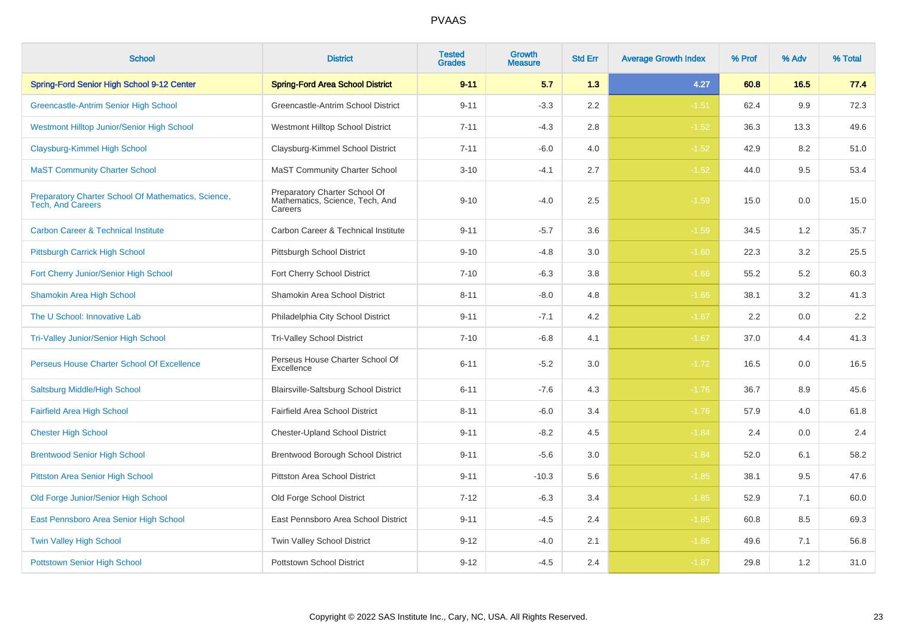| School | District | Tested Grades | Growth Measure | Std Err | Average Growth Index | % Prof | % Adv | % Total |
|---|---|---|---|---|---|---|---|---|
| **Spring-Ford Senior High School 9-12 Center** | **Spring-Ford Area School District** | **9-11** | **5.7** | **1.3** | **4.27** | **60.8** | **16.5** | **77.4** |
| Greencastle-Antrim Senior High School | Greencastle-Antrim School District | 9-11 | -3.3 | 2.2 | -1.51 | 62.4 | 9.9 | 72.3 |
| Westmont Hilltop Junior/Senior High School | Westmont Hilltop School District | 7-11 | -4.3 | 2.8 | -1.52 | 36.3 | 13.3 | 49.6 |
| Claysburg-Kimmel High School | Claysburg-Kimmel School District | 7-11 | -6.0 | 4.0 | -1.52 | 42.9 | 8.2 | 51.0 |
| MaST Community Charter School | MaST Community Charter School | 3-10 | -4.1 | 2.7 | -1.52 | 44.0 | 9.5 | 53.4 |
| Preparatory Charter School Of Mathematics, Science, Tech, And Careers | Preparatory Charter School Of Mathematics, Science, Tech, And Careers | 9-10 | -4.0 | 2.5 | -1.59 | 15.0 | 0.0 | 15.0 |
| Carbon Career & Technical Institute | Carbon Career & Technical Institute | 9-11 | -5.7 | 3.6 | -1.59 | 34.5 | 1.2 | 35.7 |
| Pittsburgh Carrick High School | Pittsburgh School District | 9-10 | -4.8 | 3.0 | -1.60 | 22.3 | 3.2 | 25.5 |
| Fort Cherry Junior/Senior High School | Fort Cherry School District | 7-10 | -6.3 | 3.8 | -1.66 | 55.2 | 5.2 | 60.3 |
| Shamokin Area High School | Shamokin Area School District | 8-11 | -8.0 | 4.8 | -1.66 | 38.1 | 3.2 | 41.3 |
| The U School: Innovative Lab | Philadelphia City School District | 9-11 | -7.1 | 4.2 | -1.67 | 2.2 | 0.0 | 2.2 |
| Tri-Valley Junior/Senior High School | Tri-Valley School District | 7-10 | -6.8 | 4.1 | -1.67 | 37.0 | 4.4 | 41.3 |
| Perseus House Charter School Of Excellence | Perseus House Charter School Of Excellence | 6-11 | -5.2 | 3.0 | -1.72 | 16.5 | 0.0 | 16.5 |
| Saltsburg Middle/High School | Blairsville-Saltsburg School District | 6-11 | -7.6 | 4.3 | -1.76 | 36.7 | 8.9 | 45.6 |
| Fairfield Area High School | Fairfield Area School District | 8-11 | -6.0 | 3.4 | -1.76 | 57.9 | 4.0 | 61.8 |
| Chester High School | Chester-Upland School District | 9-11 | -8.2 | 4.5 | -1.84 | 2.4 | 0.0 | 2.4 |
| Brentwood Senior High School | Brentwood Borough School District | 9-11 | -5.6 | 3.0 | -1.84 | 52.0 | 6.1 | 58.2 |
| Pittston Area Senior High School | Pittston Area School District | 9-11 | -10.3 | 5.6 | -1.85 | 38.1 | 9.5 | 47.6 |
| Old Forge Junior/Senior High School | Old Forge School District | 7-12 | -6.3 | 3.4 | -1.85 | 52.9 | 7.1 | 60.0 |
| East Pennsboro Area Senior High School | East Pennsboro Area School District | 9-11 | -4.5 | 2.4 | -1.85 | 60.8 | 8.5 | 69.3 |
| Twin Valley High School | Twin Valley School District | 9-12 | -4.0 | 2.1 | -1.86 | 49.6 | 7.1 | 56.8 |
| Pottstown Senior High School | Pottstown School District | 9-12 | -4.5 | 2.4 | -1.87 | 29.8 | 1.2 | 31.0 |

Copyright © 2022 SAS Institute Inc., Cary, NC, USA. All Rights Reserved.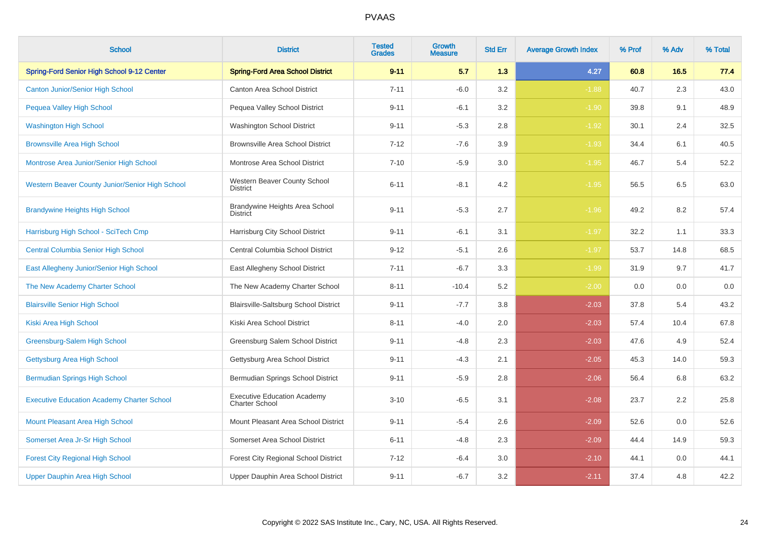# PVAAS

| School | District | Tested Grades | Growth Measure | Std Err | Average Growth Index | % Prof | % Adv | % Total |
|---|---|---|---|---|---|---|---|---|
| **Spring-Ford Senior High School 9-12 Center** | **Spring-Ford Area School District** | **9-11** | **5.7** | **1.3** | **4.27** | **60.8** | **16.5** | **77.4** |
| Canton Junior/Senior High School | Canton Area School District | 7-11 | -6.0 | 3.2 | -1.88 | 40.7 | 2.3 | 43.0 |
| Pequea Valley High School | Pequea Valley School District | 9-11 | -6.1 | 3.2 | -1.90 | 39.8 | 9.1 | 48.9 |
| Washington High School | Washington School District | 9-11 | -5.3 | 2.8 | -1.92 | 30.1 | 2.4 | 32.5 |
| Brownsville Area High School | Brownsville Area School District | 7-12 | -7.6 | 3.9 | -1.93 | 34.4 | 6.1 | 40.5 |
| Montrose Area Junior/Senior High School | Montrose Area School District | 7-10 | -5.9 | 3.0 | -1.95 | 46.7 | 5.4 | 52.2 |
| Western Beaver County Junior/Senior High School | Western Beaver County School District | 6-11 | -8.1 | 4.2 | -1.95 | 56.5 | 6.5 | 63.0 |
| Brandywine Heights High School | Brandywine Heights Area School District | 9-11 | -5.3 | 2.7 | -1.96 | 49.2 | 8.2 | 57.4 |
| Harrisburg High School - SciTech Cmp | Harrisburg City School District | 9-11 | -6.1 | 3.1 | -1.97 | 32.2 | 1.1 | 33.3 |
| Central Columbia Senior High School | Central Columbia School District | 9-12 | -5.1 | 2.6 | -1.97 | 53.7 | 14.8 | 68.5 |
| East Allegheny Junior/Senior High School | East Allegheny School District | 7-11 | -6.7 | 3.3 | -1.99 | 31.9 | 9.7 | 41.7 |
| The New Academy Charter School | The New Academy Charter School | 8-11 | -10.4 | 5.2 | -2.00 | 0.0 | 0.0 | 0.0 |
| Blairsville Senior High School | Blairsville-Saltsburg School District | 9-11 | -7.7 | 3.8 | -2.03 | 37.8 | 5.4 | 43.2 |
| Kiski Area High School | Kiski Area School District | 8-11 | -4.0 | 2.0 | -2.03 | 57.4 | 10.4 | 67.8 |
| Greensburg-Salem High School | Greensburg Salem School District | 9-11 | -4.8 | 2.3 | -2.03 | 47.6 | 4.9 | 52.4 |
| Gettysburg Area High School | Gettysburg Area School District | 9-11 | -4.3 | 2.1 | -2.05 | 45.3 | 14.0 | 59.3 |
| Bermudian Springs High School | Bermudian Springs School District | 9-11 | -5.9 | 2.8 | -2.06 | 56.4 | 6.8 | 63.2 |
| Executive Education Academy Charter School | Executive Education Academy Charter School | 3-10 | -6.5 | 3.1 | -2.08 | 23.7 | 2.2 | 25.8 |
| Mount Pleasant Area High School | Mount Pleasant Area School District | 9-11 | -5.4 | 2.6 | -2.09 | 52.6 | 0.0 | 52.6 |
| Somerset Area Jr-Sr High School | Somerset Area School District | 6-11 | -4.8 | 2.3 | -2.09 | 44.4 | 14.9 | 59.3 |
| Forest City Regional High School | Forest City Regional School District | 7-12 | -6.4 | 3.0 | -2.10 | 44.1 | 0.0 | 44.1 |
| Upper Dauphin Area High School | Upper Dauphin Area School District | 9-11 | -6.7 | 3.2 | -2.11 | 37.4 | 4.8 | 42.2 |

Copyright © 2022 SAS Institute Inc., Cary, NC, USA. All Rights Reserved.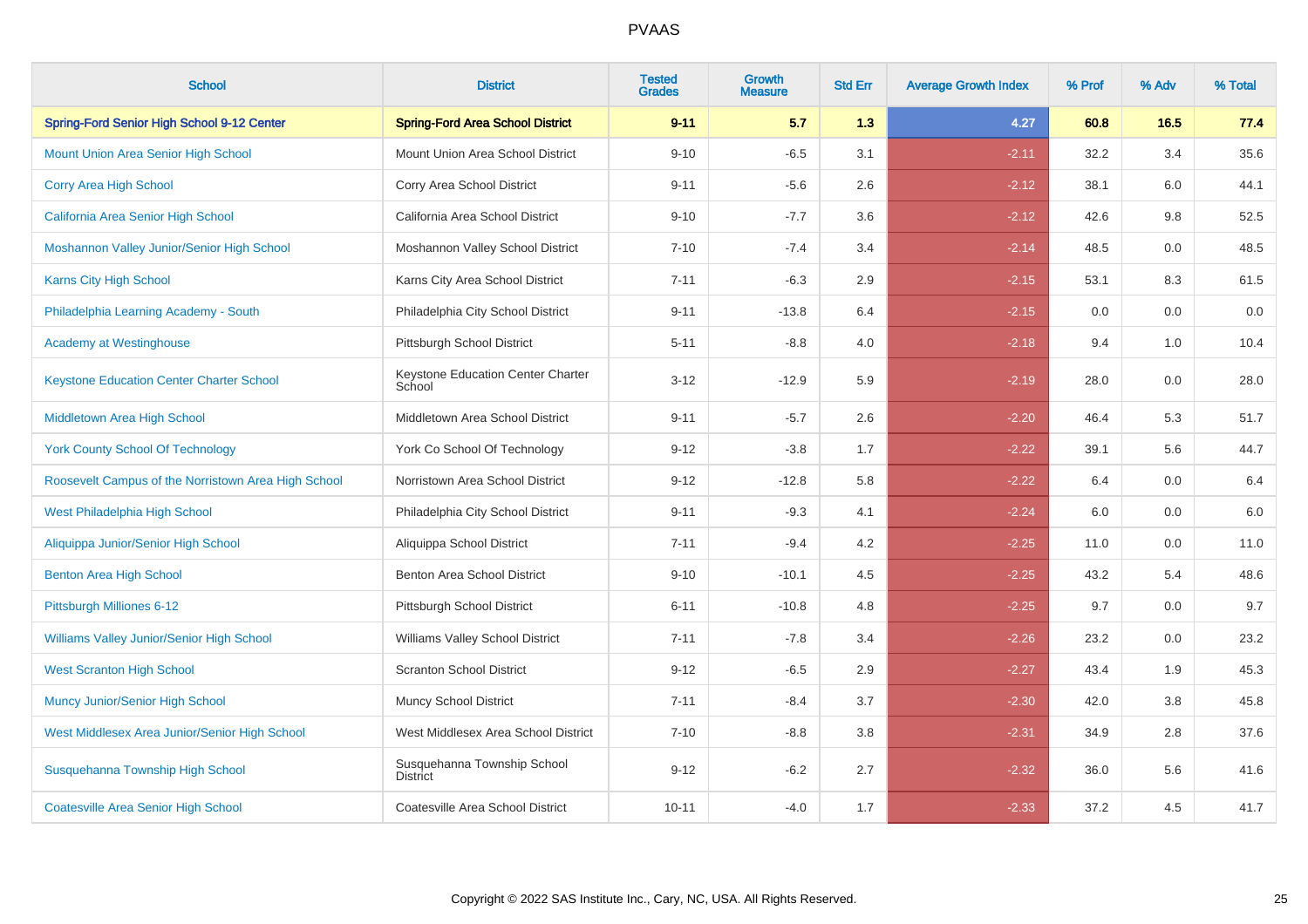# PVAAS

| School | District | Tested Grades | Growth Measure | Std Err | Average Growth Index | % Prof | % Adv | % Total |
|---|---|---|---|---|---|---|---|---|
| **Spring-Ford Senior High School 9-12 Center** | **Spring-Ford Area School District** | **9-11** | **5.7** | **1.3** | **4.27** | **60.8** | **16.5** | **77.4** |
| Mount Union Area Senior High School | Mount Union Area School District | 9-10 | -6.5 | 3.1 | -2.11 | 32.2 | 3.4 | 35.6 |
| Corry Area High School | Corry Area School District | 9-11 | -5.6 | 2.6 | -2.12 | 38.1 | 6.0 | 44.1 |
| California Area Senior High School | California Area School District | 9-10 | -7.7 | 3.6 | -2.12 | 42.6 | 9.8 | 52.5 |
| Moshannon Valley Junior/Senior High School | Moshannon Valley School District | 7-10 | -7.4 | 3.4 | -2.14 | 48.5 | 0.0 | 48.5 |
| Karns City High School | Karns City Area School District | 7-11 | -6.3 | 2.9 | -2.15 | 53.1 | 8.3 | 61.5 |
| Philadelphia Learning Academy - South | Philadelphia City School District | 9-11 | -13.8 | 6.4 | -2.15 | 0.0 | 0.0 | 0.0 |
| Academy at Westinghouse | Pittsburgh School District | 5-11 | -8.8 | 4.0 | -2.18 | 9.4 | 1.0 | 10.4 |
| Keystone Education Center Charter School | Keystone Education Center Charter School | 3-12 | -12.9 | 5.9 | -2.19 | 28.0 | 0.0 | 28.0 |
| Middletown Area High School | Middletown Area School District | 9-11 | -5.7 | 2.6 | -2.20 | 46.4 | 5.3 | 51.7 |
| York County School Of Technology | York Co School Of Technology | 9-12 | -3.8 | 1.7 | -2.22 | 39.1 | 5.6 | 44.7 |
| Roosevelt Campus of the Norristown Area High School | Norristown Area School District | 9-12 | -12.8 | 5.8 | -2.22 | 6.4 | 0.0 | 6.4 |
| West Philadelphia High School | Philadelphia City School District | 9-11 | -9.3 | 4.1 | -2.24 | 6.0 | 0.0 | 6.0 |
| Aliquippa Junior/Senior High School | Aliquippa School District | 7-11 | -9.4 | 4.2 | -2.25 | 11.0 | 0.0 | 11.0 |
| Benton Area High School | Benton Area School District | 9-10 | -10.1 | 4.5 | -2.25 | 43.2 | 5.4 | 48.6 |
| Pittsburgh Milliones 6-12 | Pittsburgh School District | 6-11 | -10.8 | 4.8 | -2.25 | 9.7 | 0.0 | 9.7 |
| Williams Valley Junior/Senior High School | Williams Valley School District | 7-11 | -7.8 | 3.4 | -2.26 | 23.2 | 0.0 | 23.2 |
| West Scranton High School | Scranton School District | 9-12 | -6.5 | 2.9 | -2.27 | 43.4 | 1.9 | 45.3 |
| Muncy Junior/Senior High School | Muncy School District | 7-11 | -8.4 | 3.7 | -2.30 | 42.0 | 3.8 | 45.8 |
| West Middlesex Area Junior/Senior High School | West Middlesex Area School District | 7-10 | -8.8 | 3.8 | -2.31 | 34.9 | 2.8 | 37.6 |
| Susquehanna Township High School | Susquehanna Township School District | 9-12 | -6.2 | 2.7 | -2.32 | 36.0 | 5.6 | 41.6 |
| Coatesville Area Senior High School | Coatesville Area School District | 10-11 | -4.0 | 1.7 | -2.33 | 37.2 | 4.5 | 41.7 |

Copyright © 2022 SAS Institute Inc., Cary, NC, USA. All Rights Reserved.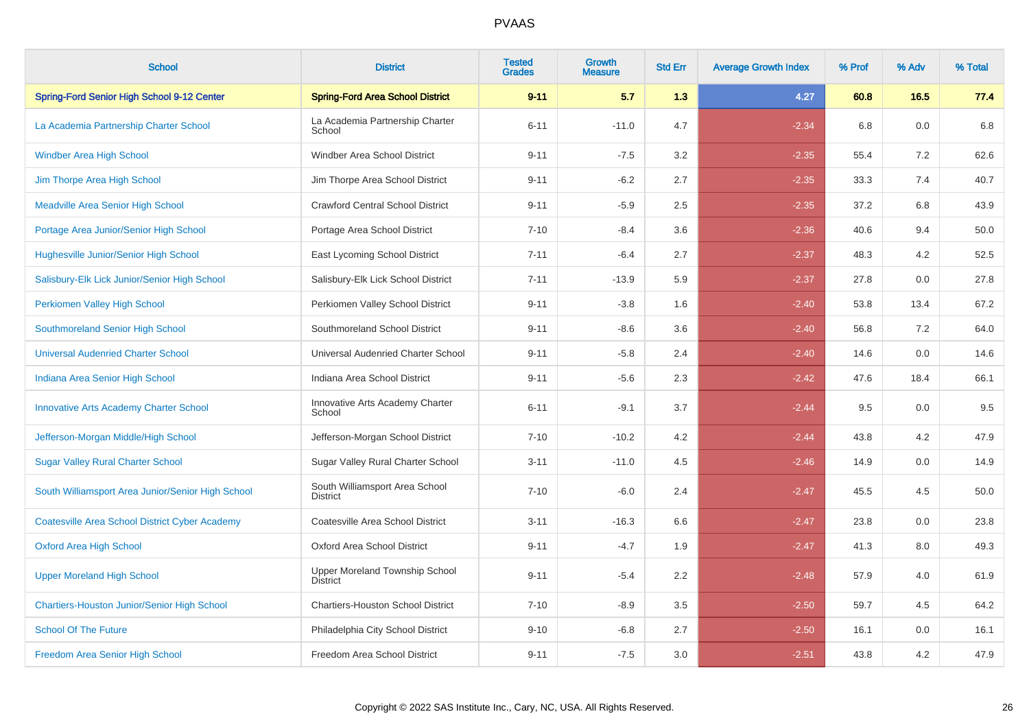# PVAAS

| School | District | Tested Grades | Growth Measure | Std Err | Average Growth Index | % Prof | % Adv | % Total |
|---|---|---|---|---|---|---|---|---|
| **Spring-Ford Senior High School 9-12 Center** | **Spring-Ford Area School District** | **9-11** | **5.7** | **1.3** | **4.27** | **60.8** | **16.5** | **77.4** |
| La Academia Partnership Charter School | La Academia Partnership Charter School | 6-11 | -11.0 | 4.7 | -2.34 | 6.8 | 0.0 | 6.8 |
| Windber Area High School | Windber Area School District | 9-11 | -7.5 | 3.2 | -2.35 | 55.4 | 7.2 | 62.6 |
| Jim Thorpe Area High School | Jim Thorpe Area School District | 9-11 | -6.2 | 2.7 | -2.35 | 33.3 | 7.4 | 40.7 |
| Meadville Area Senior High School | Crawford Central School District | 9-11 | -5.9 | 2.5 | -2.35 | 37.2 | 6.8 | 43.9 |
| Portage Area Junior/Senior High School | Portage Area School District | 7-10 | -8.4 | 3.6 | -2.36 | 40.6 | 9.4 | 50.0 |
| Hughesville Junior/Senior High School | East Lycoming School District | 7-11 | -6.4 | 2.7 | -2.37 | 48.3 | 4.2 | 52.5 |
| Salisbury-Elk Lick Junior/Senior High School | Salisbury-Elk Lick School District | 7-11 | -13.9 | 5.9 | -2.37 | 27.8 | 0.0 | 27.8 |
| Perkiomen Valley High School | Perkiomen Valley School District | 9-11 | -3.8 | 1.6 | -2.40 | 53.8 | 13.4 | 67.2 |
| Southmoreland Senior High School | Southmoreland School District | 9-11 | -8.6 | 3.6 | -2.40 | 56.8 | 7.2 | 64.0 |
| Universal Audenried Charter School | Universal Audenried Charter School | 9-11 | -5.8 | 2.4 | -2.40 | 14.6 | 0.0 | 14.6 |
| Indiana Area Senior High School | Indiana Area School District | 9-11 | -5.6 | 2.3 | -2.42 | 47.6 | 18.4 | 66.1 |
| Innovative Arts Academy Charter School | Innovative Arts Academy Charter School | 6-11 | -9.1 | 3.7 | -2.44 | 9.5 | 0.0 | 9.5 |
| Jefferson-Morgan Middle/High School | Jefferson-Morgan School District | 7-10 | -10.2 | 4.2 | -2.44 | 43.8 | 4.2 | 47.9 |
| Sugar Valley Rural Charter School | Sugar Valley Rural Charter School | 3-11 | -11.0 | 4.5 | -2.46 | 14.9 | 0.0 | 14.9 |
| South Williamsport Area Junior/Senior High School | South Williamsport Area School District | 7-10 | -6.0 | 2.4 | -2.47 | 45.5 | 4.5 | 50.0 |
| Coatesville Area School District Cyber Academy | Coatesville Area School District | 3-11 | -16.3 | 6.6 | -2.47 | 23.8 | 0.0 | 23.8 |
| Oxford Area High School | Oxford Area School District | 9-11 | -4.7 | 1.9 | -2.47 | 41.3 | 8.0 | 49.3 |
| Upper Moreland High School | Upper Moreland Township School District | 9-11 | -5.4 | 2.2 | -2.48 | 57.9 | 4.0 | 61.9 |
| Chartiers-Houston Junior/Senior High School | Chartiers-Houston School District | 7-10 | -8.9 | 3.5 | -2.50 | 59.7 | 4.5 | 64.2 |
| School Of The Future | Philadelphia City School District | 9-10 | -6.8 | 2.7 | -2.50 | 16.1 | 0.0 | 16.1 |
| Freedom Area Senior High School | Freedom Area School District | 9-11 | -7.5 | 3.0 | -2.51 | 43.8 | 4.2 | 47.9 |

Copyright © 2022 SAS Institute Inc., Cary, NC, USA. All Rights Reserved.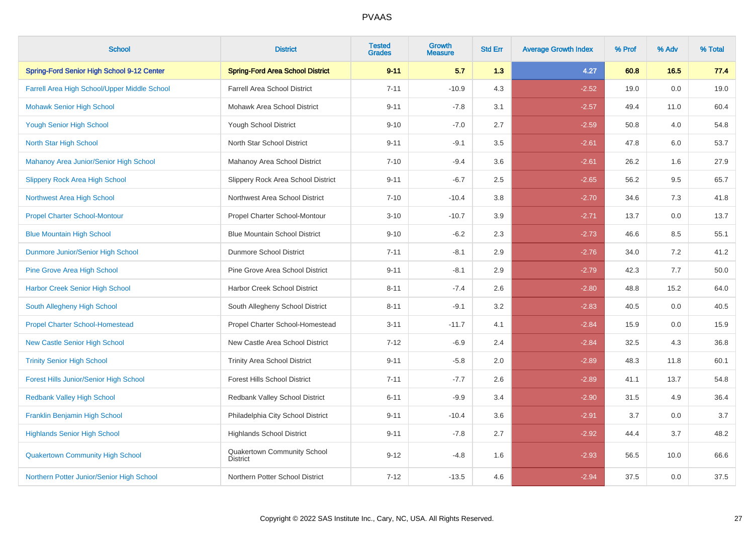# PVAAS

| School | District | Tested Grades | Growth Measure | Std Err | Average Growth Index | % Prof | % Adv | % Total |
|---|---|---|---|---|---|---|---|---|
| **Spring-Ford Senior High School 9-12 Center** | **Spring-Ford Area School District** | **9-11** | **5.7** | **1.3** | **4.27** | **60.8** | **16.5** | **77.4** |
| Farrell Area High School/Upper Middle School | Farrell Area School District | 7-11 | -10.9 | 4.3 | -2.52 | 19.0 | 0.0 | 19.0 |
| Mohawk Senior High School | Mohawk Area School District | 9-11 | -7.8 | 3.1 | -2.57 | 49.4 | 11.0 | 60.4 |
| Yough Senior High School | Yough School District | 9-10 | -7.0 | 2.7 | -2.59 | 50.8 | 4.0 | 54.8 |
| North Star High School | North Star School District | 9-11 | -9.1 | 3.5 | -2.61 | 47.8 | 6.0 | 53.7 |
| Mahanoy Area Junior/Senior High School | Mahanoy Area School District | 7-10 | -9.4 | 3.6 | -2.61 | 26.2 | 1.6 | 27.9 |
| Slippery Rock Area High School | Slippery Rock Area School District | 9-11 | -6.7 | 2.5 | -2.65 | 56.2 | 9.5 | 65.7 |
| Northwest Area High School | Northwest Area School District | 7-10 | -10.4 | 3.8 | -2.70 | 34.6 | 7.3 | 41.8 |
| Propel Charter School-Montour | Propel Charter School-Montour | 3-10 | -10.7 | 3.9 | -2.71 | 13.7 | 0.0 | 13.7 |
| Blue Mountain High School | Blue Mountain School District | 9-10 | -6.2 | 2.3 | -2.73 | 46.6 | 8.5 | 55.1 |
| Dunmore Junior/Senior High School | Dunmore School District | 7-11 | -8.1 | 2.9 | -2.76 | 34.0 | 7.2 | 41.2 |
| Pine Grove Area High School | Pine Grove Area School District | 9-11 | -8.1 | 2.9 | -2.79 | 42.3 | 7.7 | 50.0 |
| Harbor Creek Senior High School | Harbor Creek School District | 8-11 | -7.4 | 2.6 | -2.80 | 48.8 | 15.2 | 64.0 |
| South Allegheny High School | South Allegheny School District | 8-11 | -9.1 | 3.2 | -2.83 | 40.5 | 0.0 | 40.5 |
| Propel Charter School-Homestead | Propel Charter School-Homestead | 3-11 | -11.7 | 4.1 | -2.84 | 15.9 | 0.0 | 15.9 |
| New Castle Senior High School | New Castle Area School District | 7-12 | -6.9 | 2.4 | -2.84 | 32.5 | 4.3 | 36.8 |
| Trinity Senior High School | Trinity Area School District | 9-11 | -5.8 | 2.0 | -2.89 | 48.3 | 11.8 | 60.1 |
| Forest Hills Junior/Senior High School | Forest Hills School District | 7-11 | -7.7 | 2.6 | -2.89 | 41.1 | 13.7 | 54.8 |
| Redbank Valley High School | Redbank Valley School District | 6-11 | -9.9 | 3.4 | -2.90 | 31.5 | 4.9 | 36.4 |
| Franklin Benjamin High School | Philadelphia City School District | 9-11 | -10.4 | 3.6 | -2.91 | 3.7 | 0.0 | 3.7 |
| Highlands Senior High School | Highlands School District | 9-11 | -7.8 | 2.7 | -2.92 | 44.4 | 3.7 | 48.2 |
| Quakertown Community High School | Quakertown Community School District | 9-12 | -4.8 | 1.6 | -2.93 | 56.5 | 10.0 | 66.6 |
| Northern Potter Junior/Senior High School | Northern Potter School District | 7-12 | -13.5 | 4.6 | -2.94 | 37.5 | 0.0 | 37.5 |

Copyright © 2022 SAS Institute Inc., Cary, NC, USA. All Rights Reserved.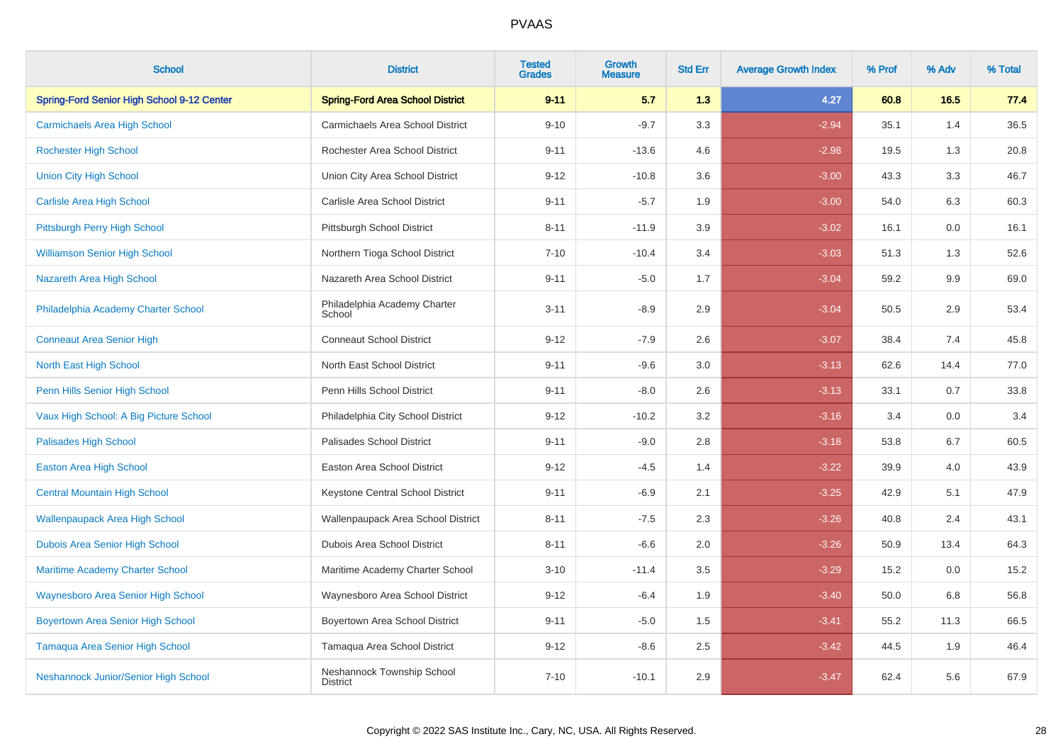# PVAAS

| School | District | Tested Grades | Growth Measure | Std Err | Average Growth Index | % Prof | % Adv | % Total |
|---|---|---|---|---|---|---|---|---|
| **Spring-Ford Senior High School 9-12 Center** | **Spring-Ford Area School District** | **9-11** | **5.7** | **1.3** | **4.27** | **60.8** | **16.5** | **77.4** |
| Carmichaels Area High School | Carmichaels Area School District | 9-10 | -9.7 | 3.3 | -2.94 | 35.1 | 1.4 | 36.5 |
| Rochester High School | Rochester Area School District | 9-11 | -13.6 | 4.6 | -2.98 | 19.5 | 1.3 | 20.8 |
| Union City High School | Union City Area School District | 9-12 | -10.8 | 3.6 | -3.00 | 43.3 | 3.3 | 46.7 |
| Carlisle Area High School | Carlisle Area School District | 9-11 | -5.7 | 1.9 | -3.00 | 54.0 | 6.3 | 60.3 |
| Pittsburgh Perry High School | Pittsburgh School District | 8-11 | -11.9 | 3.9 | -3.02 | 16.1 | 0.0 | 16.1 |
| Williamson Senior High School | Northern Tioga School District | 7-10 | -10.4 | 3.4 | -3.03 | 51.3 | 1.3 | 52.6 |
| Nazareth Area High School | Nazareth Area School District | 9-11 | -5.0 | 1.7 | -3.04 | 59.2 | 9.9 | 69.0 |
| Philadelphia Academy Charter School | Philadelphia Academy Charter School | 3-11 | -8.9 | 2.9 | -3.04 | 50.5 | 2.9 | 53.4 |
| Conneaut Area Senior High | Conneaut School District | 9-12 | -7.9 | 2.6 | -3.07 | 38.4 | 7.4 | 45.8 |
| North East High School | North East School District | 9-11 | -9.6 | 3.0 | -3.13 | 62.6 | 14.4 | 77.0 |
| Penn Hills Senior High School | Penn Hills School District | 9-11 | -8.0 | 2.6 | -3.13 | 33.1 | 0.7 | 33.8 |
| Vaux High School: A Big Picture School | Philadelphia City School District | 9-12 | -10.2 | 3.2 | -3.16 | 3.4 | 0.0 | 3.4 |
| Palisades High School | Palisades School District | 9-11 | -9.0 | 2.8 | -3.18 | 53.8 | 6.7 | 60.5 |
| Easton Area High School | Easton Area School District | 9-12 | -4.5 | 1.4 | -3.22 | 39.9 | 4.0 | 43.9 |
| Central Mountain High School | Keystone Central School District | 9-11 | -6.9 | 2.1 | -3.25 | 42.9 | 5.1 | 47.9 |
| Wallenpaupack Area High School | Wallenpaupack Area School District | 8-11 | -7.5 | 2.3 | -3.26 | 40.8 | 2.4 | 43.1 |
| Dubois Area Senior High School | Dubois Area School District | 8-11 | -6.6 | 2.0 | -3.26 | 50.9 | 13.4 | 64.3 |
| Maritime Academy Charter School | Maritime Academy Charter School | 3-10 | -11.4 | 3.5 | -3.29 | 15.2 | 0.0 | 15.2 |
| Waynesboro Area Senior High School | Waynesboro Area School District | 9-12 | -6.4 | 1.9 | -3.40 | 50.0 | 6.8 | 56.8 |
| Boyertown Area Senior High School | Boyertown Area School District | 9-11 | -5.0 | 1.5 | -3.41 | 55.2 | 11.3 | 66.5 |
| Tamaqua Area Senior High School | Tamaqua Area School District | 9-12 | -8.6 | 2.5 | -3.42 | 44.5 | 1.9 | 46.4 |
| Neshannock Junior/Senior High School | Neshannock Township School District | 7-10 | -10.1 | 2.9 | -3.47 | 62.4 | 5.6 | 67.9 |

Copyright © 2022 SAS Institute Inc., Cary, NC, USA. All Rights Reserved.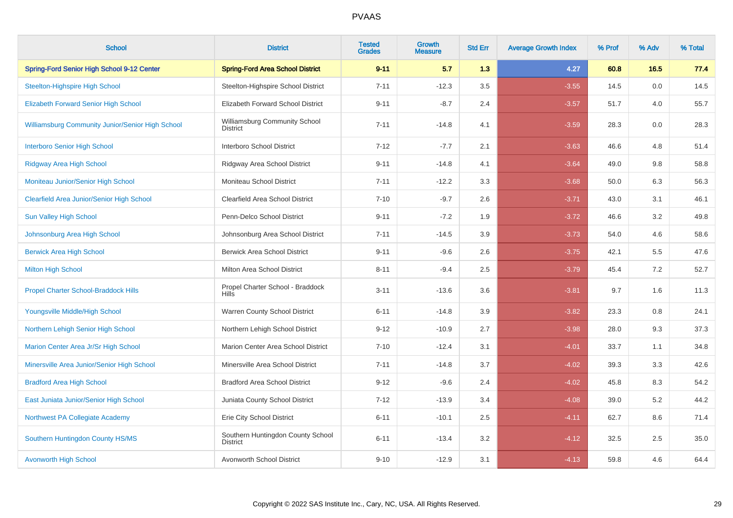# PVAAS

| School | District | Tested Grades | Growth Measure | Std Err | Average Growth Index | % Prof | % Adv | % Total |
|---|---|---|---|---|---|---|---|---|
| **Spring-Ford Senior High School 9-12 Center** | **Spring-Ford Area School District** | **9-11** | **5.7** | **1.3** | **4.27** | **60.8** | **16.5** | **77.4** |
| Steelton-Highspire High School | Steelton-Highspire School District | 7-11 | -12.3 | 3.5 | -3.55 | 14.5 | 0.0 | 14.5 |
| Elizabeth Forward Senior High School | Elizabeth Forward School District | 9-11 | -8.7 | 2.4 | -3.57 | 51.7 | 4.0 | 55.7 |
| Williamsburg Community Junior/Senior High School | Williamsburg Community School District | 7-11 | -14.8 | 4.1 | -3.59 | 28.3 | 0.0 | 28.3 |
| Interboro Senior High School | Interboro School District | 7-12 | -7.7 | 2.1 | -3.63 | 46.6 | 4.8 | 51.4 |
| Ridgway Area High School | Ridgway Area School District | 9-11 | -14.8 | 4.1 | -3.64 | 49.0 | 9.8 | 58.8 |
| Moniteau Junior/Senior High School | Moniteau School District | 7-11 | -12.2 | 3.3 | -3.68 | 50.0 | 6.3 | 56.3 |
| Clearfield Area Junior/Senior High School | Clearfield Area School District | 7-10 | -9.7 | 2.6 | -3.71 | 43.0 | 3.1 | 46.1 |
| Sun Valley High School | Penn-Delco School District | 9-11 | -7.2 | 1.9 | -3.72 | 46.6 | 3.2 | 49.8 |
| Johnsonburg Area High School | Johnsonburg Area School District | 7-11 | -14.5 | 3.9 | -3.73 | 54.0 | 4.6 | 58.6 |
| Berwick Area High School | Berwick Area School District | 9-11 | -9.6 | 2.6 | -3.75 | 42.1 | 5.5 | 47.6 |
| Milton High School | Milton Area School District | 8-11 | -9.4 | 2.5 | -3.79 | 45.4 | 7.2 | 52.7 |
| Propel Charter School-Braddock Hills | Propel Charter School - Braddock Hills | 3-11 | -13.6 | 3.6 | -3.81 | 9.7 | 1.6 | 11.3 |
| Youngsville Middle/High School | Warren County School District | 6-11 | -14.8 | 3.9 | -3.82 | 23.3 | 0.8 | 24.1 |
| Northern Lehigh Senior High School | Northern Lehigh School District | 9-12 | -10.9 | 2.7 | -3.98 | 28.0 | 9.3 | 37.3 |
| Marion Center Area Jr/Sr High School | Marion Center Area School District | 7-10 | -12.4 | 3.1 | -4.01 | 33.7 | 1.1 | 34.8 |
| Minersville Area Junior/Senior High School | Minersville Area School District | 7-11 | -14.8 | 3.7 | -4.02 | 39.3 | 3.3 | 42.6 |
| Bradford Area High School | Bradford Area School District | 9-12 | -9.6 | 2.4 | -4.02 | 45.8 | 8.3 | 54.2 |
| East Juniata Junior/Senior High School | Juniata County School District | 7-12 | -13.9 | 3.4 | -4.08 | 39.0 | 5.2 | 44.2 |
| Northwest PA Collegiate Academy | Erie City School District | 6-11 | -10.1 | 2.5 | -4.11 | 62.7 | 8.6 | 71.4 |
| Southern Huntingdon County HS/MS | Southern Huntingdon County School District | 6-11 | -13.4 | 3.2 | -4.12 | 32.5 | 2.5 | 35.0 |
| Avonworth High School | Avonworth School District | 9-10 | -12.9 | 3.1 | -4.13 | 59.8 | 4.6 | 64.4 |

Copyright © 2022 SAS Institute Inc., Cary, NC, USA. All Rights Reserved.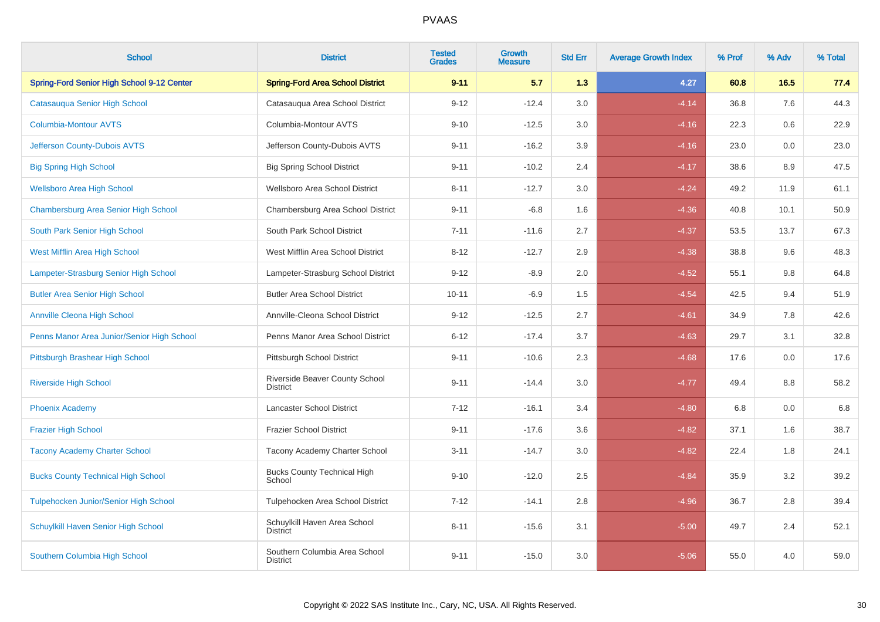# PVAAS

| School | District | Tested Grades | Growth Measure | Std Err | Average Growth Index | % Prof | % Adv | % Total |
|---|---|---|---|---|---|---|---|---|
| **Spring-Ford Senior High School 9-12 Center** | **Spring-Ford Area School District** | **9-11** | **5.7** | **1.3** | **4.27** | **60.8** | **16.5** | **77.4** |
| Catasauqua Senior High School | Catasauqua Area School District | 9-12 | -12.4 | 3.0 | -4.14 | 36.8 | 7.6 | 44.3 |
| Columbia-Montour AVTS | Columbia-Montour AVTS | 9-10 | -12.5 | 3.0 | -4.16 | 22.3 | 0.6 | 22.9 |
| Jefferson County-Dubois AVTS | Jefferson County-Dubois AVTS | 9-11 | -16.2 | 3.9 | -4.16 | 23.0 | 0.0 | 23.0 |
| Big Spring High School | Big Spring School District | 9-11 | -10.2 | 2.4 | -4.17 | 38.6 | 8.9 | 47.5 |
| Wellsboro Area High School | Wellsboro Area School District | 8-11 | -12.7 | 3.0 | -4.24 | 49.2 | 11.9 | 61.1 |
| Chambersburg Area Senior High School | Chambersburg Area School District | 9-11 | -6.8 | 1.6 | -4.36 | 40.8 | 10.1 | 50.9 |
| South Park Senior High School | South Park School District | 7-11 | -11.6 | 2.7 | -4.37 | 53.5 | 13.7 | 67.3 |
| West Mifflin Area High School | West Mifflin Area School District | 8-12 | -12.7 | 2.9 | -4.38 | 38.8 | 9.6 | 48.3 |
| Lampeter-Strasburg Senior High School | Lampeter-Strasburg School District | 9-12 | -8.9 | 2.0 | -4.52 | 55.1 | 9.8 | 64.8 |
| Butler Area Senior High School | Butler Area School District | 10-11 | -6.9 | 1.5 | -4.54 | 42.5 | 9.4 | 51.9 |
| Annville Cleona High School | Annville-Cleona School District | 9-12 | -12.5 | 2.7 | -4.61 | 34.9 | 7.8 | 42.6 |
| Penns Manor Area Junior/Senior High School | Penns Manor Area School District | 6-12 | -17.4 | 3.7 | -4.63 | 29.7 | 3.1 | 32.8 |
| Pittsburgh Brashear High School | Pittsburgh School District | 9-11 | -10.6 | 2.3 | -4.68 | 17.6 | 0.0 | 17.6 |
| Riverside High School | Riverside Beaver County School District | 9-11 | -14.4 | 3.0 | -4.77 | 49.4 | 8.8 | 58.2 |
| Phoenix Academy | Lancaster School District | 7-12 | -16.1 | 3.4 | -4.80 | 6.8 | 0.0 | 6.8 |
| Frazier High School | Frazier School District | 9-11 | -17.6 | 3.6 | -4.82 | 37.1 | 1.6 | 38.7 |
| Tacony Academy Charter School | Tacony Academy Charter School | 3-11 | -14.7 | 3.0 | -4.82 | 22.4 | 1.8 | 24.1 |
| Bucks County Technical High School | Bucks County Technical High School | 9-10 | -12.0 | 2.5 | -4.84 | 35.9 | 3.2 | 39.2 |
| Tulpehocken Junior/Senior High School | Tulpehocken Area School District | 7-12 | -14.1 | 2.8 | -4.96 | 36.7 | 2.8 | 39.4 |
| Schuylkill Haven Senior High School | Schuylkill Haven Area School District | 8-11 | -15.6 | 3.1 | -5.00 | 49.7 | 2.4 | 52.1 |
| Southern Columbia High School | Southern Columbia Area School District | 9-11 | -15.0 | 3.0 | -5.06 | 55.0 | 4.0 | 59.0 |

Copyright © 2022 SAS Institute Inc., Cary, NC, USA. All Rights Reserved.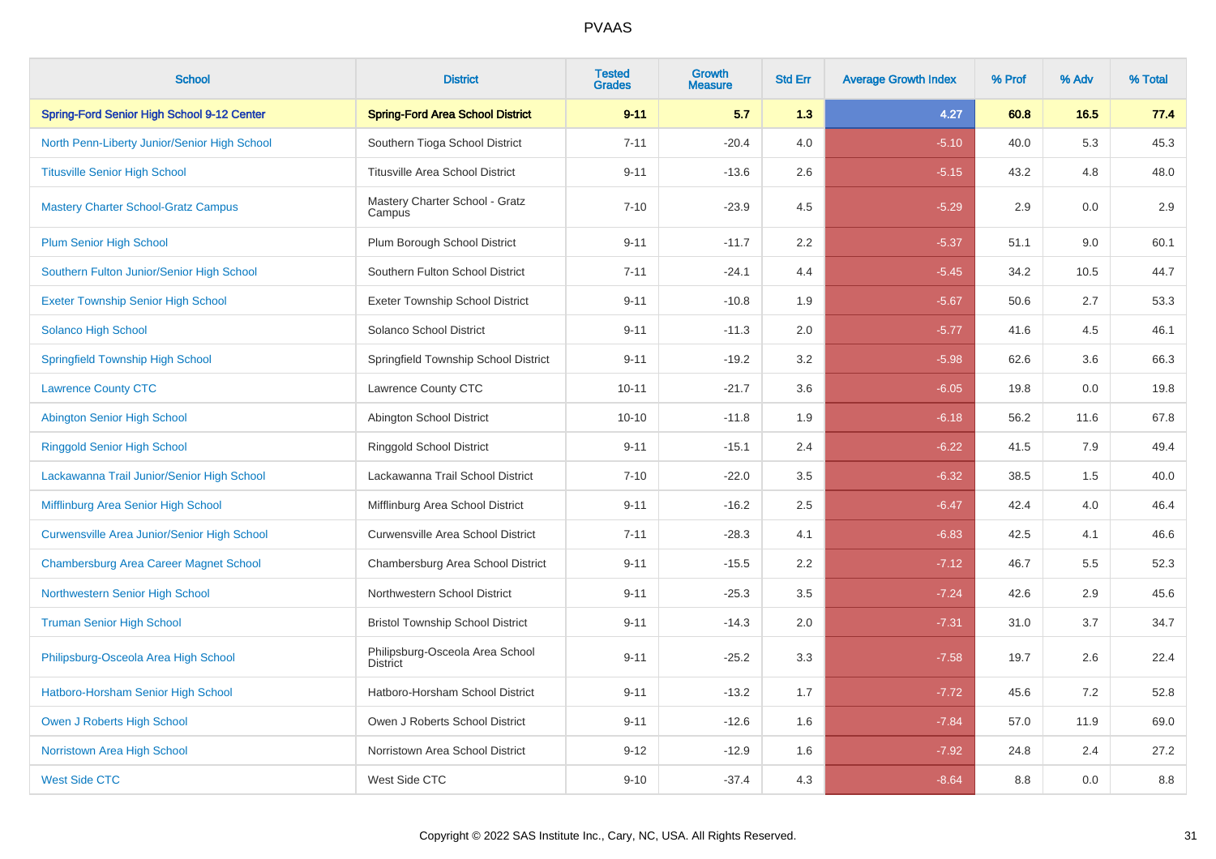# PVAAS

| School | District | Tested Grades | Growth Measure | Std Err | Average Growth Index | % Prof | % Adv | % Total |
|---|---|---|---|---|---|---|---|---|
| **Spring-Ford Senior High School 9-12 Center** | **Spring-Ford Area School District** | **9-11** | **5.7** | **1.3** | **4.27** | **60.8** | **16.5** | **77.4** |
| North Penn-Liberty Junior/Senior High School | Southern Tioga School District | 7-11 | -20.4 | 4.0 | -5.10 | 40.0 | 5.3 | 45.3 |
| Titusville Senior High School | Titusville Area School District | 9-11 | -13.6 | 2.6 | -5.15 | 43.2 | 4.8 | 48.0 |
| Mastery Charter School-Gratz Campus | Mastery Charter School - Gratz Campus | 7-10 | -23.9 | 4.5 | -5.29 | 2.9 | 0.0 | 2.9 |
| Plum Senior High School | Plum Borough School District | 9-11 | -11.7 | 2.2 | -5.37 | 51.1 | 9.0 | 60.1 |
| Southern Fulton Junior/Senior High School | Southern Fulton School District | 7-11 | -24.1 | 4.4 | -5.45 | 34.2 | 10.5 | 44.7 |
| Exeter Township Senior High School | Exeter Township School District | 9-11 | -10.8 | 1.9 | -5.67 | 50.6 | 2.7 | 53.3 |
| Solanco High School | Solanco School District | 9-11 | -11.3 | 2.0 | -5.77 | 41.6 | 4.5 | 46.1 |
| Springfield Township High School | Springfield Township School District | 9-11 | -19.2 | 3.2 | -5.98 | 62.6 | 3.6 | 66.3 |
| Lawrence County CTC | Lawrence County CTC | 10-11 | -21.7 | 3.6 | -6.05 | 19.8 | 0.0 | 19.8 |
| Abington Senior High School | Abington School District | 10-10 | -11.8 | 1.9 | -6.18 | 56.2 | 11.6 | 67.8 |
| Ringgold Senior High School | Ringgold School District | 9-11 | -15.1 | 2.4 | -6.22 | 41.5 | 7.9 | 49.4 |
| Lackawanna Trail Junior/Senior High School | Lackawanna Trail School District | 7-10 | -22.0 | 3.5 | -6.32 | 38.5 | 1.5 | 40.0 |
| Mifflinburg Area Senior High School | Mifflinburg Area School District | 9-11 | -16.2 | 2.5 | -6.47 | 42.4 | 4.0 | 46.4 |
| Curwensville Area Junior/Senior High School | Curwensville Area School District | 7-11 | -28.3 | 4.1 | -6.83 | 42.5 | 4.1 | 46.6 |
| Chambersburg Area Career Magnet School | Chambersburg Area School District | 9-11 | -15.5 | 2.2 | -7.12 | 46.7 | 5.5 | 52.3 |
| Northwestern Senior High School | Northwestern School District | 9-11 | -25.3 | 3.5 | -7.24 | 42.6 | 2.9 | 45.6 |
| Truman Senior High School | Bristol Township School District | 9-11 | -14.3 | 2.0 | -7.31 | 31.0 | 3.7 | 34.7 |
| Philipsburg-Osceola Area High School | Philipsburg-Osceola Area School District | 9-11 | -25.2 | 3.3 | -7.58 | 19.7 | 2.6 | 22.4 |
| Hatboro-Horsham Senior High School | Hatboro-Horsham School District | 9-11 | -13.2 | 1.7 | -7.72 | 45.6 | 7.2 | 52.8 |
| Owen J Roberts High School | Owen J Roberts School District | 9-11 | -12.6 | 1.6 | -7.84 | 57.0 | 11.9 | 69.0 |
| Norristown Area High School | Norristown Area School District | 9-12 | -12.9 | 1.6 | -7.92 | 24.8 | 2.4 | 27.2 |
| West Side CTC | West Side CTC | 9-10 | -37.4 | 4.3 | -8.64 | 8.8 | 0.0 | 8.8 |

Copyright © 2022 SAS Institute Inc., Cary, NC, USA. All Rights Reserved.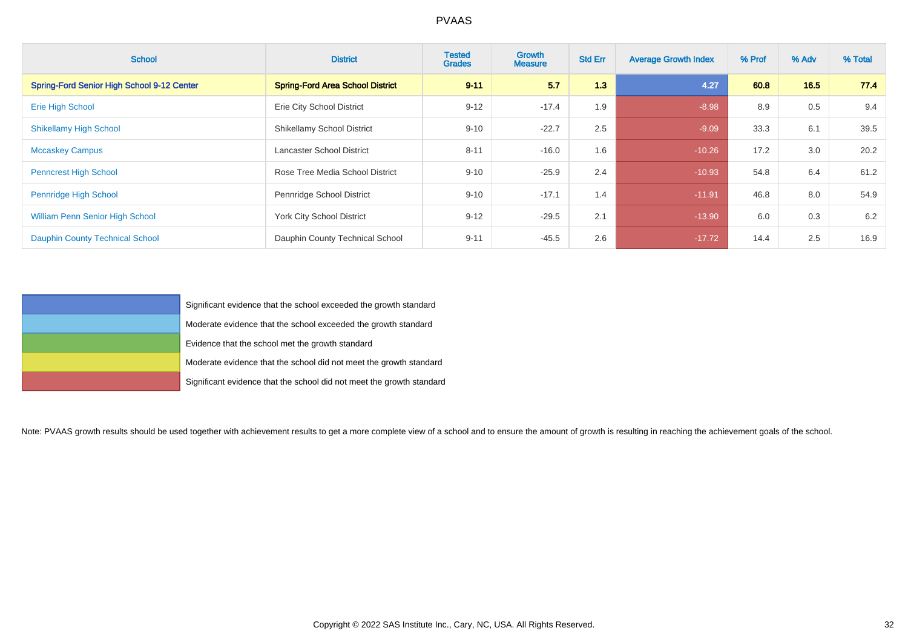# PVAAS

| School | District | Tested Grades | Growth Measure | Std Err | Average Growth Index | % Prof | % Adv | % Total |
|---|---|---|---|---|---|---|---|---|
| **Spring-Ford Senior High School 9-12 Center** | **Spring-Ford Area School District** | **9-11** | **5.7** | **1.3** | **4.27** | **60.8** | **16.5** | **77.4** |
| Erie High School | Erie City School District | 9-12 | -17.4 | 1.9 | -8.98 | 8.9 | 0.5 | 9.4 |
| Shikellamy High School | Shikellamy School District | 9-10 | -22.7 | 2.5 | -9.09 | 33.3 | 6.1 | 39.5 |
| Mccaskey Campus | Lancaster School District | 8-11 | -16.0 | 1.6 | -10.26 | 17.2 | 3.0 | 20.2 |
| Penncrest High School | Rose Tree Media School District | 9-10 | -25.9 | 2.4 | -10.93 | 54.8 | 6.4 | 61.2 |
| Pennridge High School | Pennridge School District | 9-10 | -17.1 | 1.4 | -11.91 | 46.8 | 8.0 | 54.9 |
| William Penn Senior High School | York City School District | 9-12 | -29.5 | 2.1 | -13.90 | 6.0 | 0.3 | 6.2 |
| Dauphin County Technical School | Dauphin County Technical School | 9-11 | -45.5 | 2.6 | -17.72 | 14.4 | 2.5 | 16.9 |

- Significant evidence that the school exceeded the growth standard
- Moderate evidence that the school exceeded the growth standard
- Evidence that the school met the growth standard
- Moderate evidence that the school did not meet the growth standard
- Significant evidence that the school did not meet the growth standard

Note: PVAAS growth results should be used together with achievement results to get a more complete view of a school and to ensure the amount of growth is resulting in reaching the achievement goals of the school.

Copyright © 2022 SAS Institute Inc., Cary, NC, USA. All Rights Reserved.